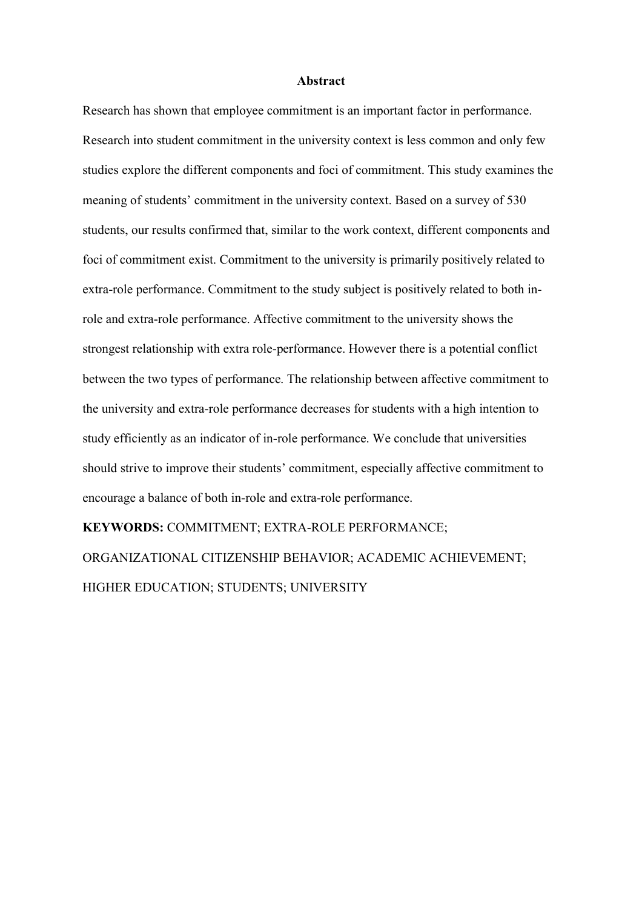## Abstract

Research has shown that employee commitment is an important factor in performance. Research into student commitment in the university context is less common and only few studies explore the different components and foci of commitment. This study examines the meaning of students' commitment in the university context. Based on a survey of 530 students, our results confirmed that, similar to the work context, different components and foci of commitment exist. Commitment to the university is primarily positively related to extra-role performance. Commitment to the study subject is positively related to both in-role and extra-role performance. Affective commitment to the university shows the strongest relationship with extra role-performance. However there is a potential conflict between the two types of performance. The relationship between affective commitment to the university and extra-role performance decreases for students with a high intention to study efficiently as an indicator of in-role performance. We conclude that universities should strive to improve their students' commitment, especially affective commitment to encourage a balance of both in-role and extra-role performance.

**KEYWORDS:** COMMITMENT; EXTRA-ROLE PERFORMANCE; ORGANIZATIONAL CITIZENSHIP BEHAVIOR; ACADEMIC ACHIEVEMENT; HIGHER EDUCATION; STUDENTS; UNIVERSITY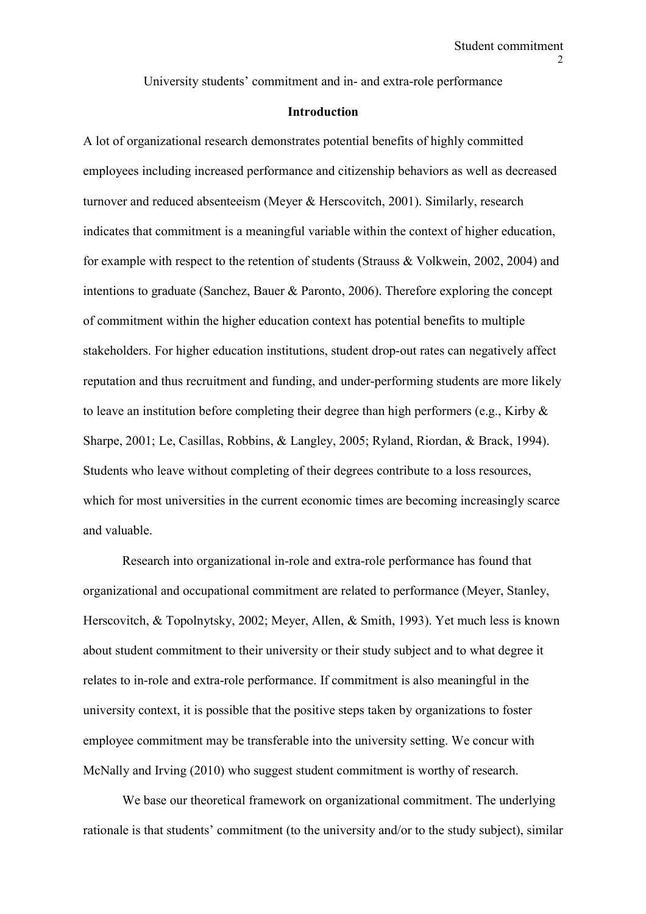University students' commitment and in- and extra-role performance

## Introduction

A lot of organizational research demonstrates potential benefits of highly committed employees including increased performance and citizenship behaviors as well as decreased turnover and reduced absenteeism (Meyer & Herscovitch, 2001). Similarly, research indicates that commitment is a meaningful variable within the context of higher education, for example with respect to the retention of students (Strauss & Volkwein, 2002, 2004) and intentions to graduate (Sanchez, Bauer & Paronto, 2006). Therefore exploring the concept of commitment within the higher education context has potential benefits to multiple stakeholders. For higher education institutions, student drop-out rates can negatively affect reputation and thus recruitment and funding, and under-performing students are more likely to leave an institution before completing their degree than high performers (e.g., Kirby & Sharpe, 2001; Le, Casillas, Robbins, & Langley, 2005; Ryland, Riordan, & Brack, 1994). Students who leave without completing of their degrees contribute to a loss resources, which for most universities in the current economic times are becoming increasingly scarce and valuable.

Research into organizational in-role and extra-role performance has found that organizational and occupational commitment are related to performance (Meyer, Stanley, Herscovitch, & Topolnytsky, 2002; Meyer, Allen, & Smith, 1993). Yet much less is known about student commitment to their university or their study subject and to what degree it relates to in-role and extra-role performance. If commitment is also meaningful in the university context, it is possible that the positive steps taken by organizations to foster employee commitment may be transferable into the university setting. We concur with McNally and Irving (2010) who suggest student commitment is worthy of research.

We base our theoretical framework on organizational commitment. The underlying rationale is that students' commitment (to the university and/or to the study subject), similar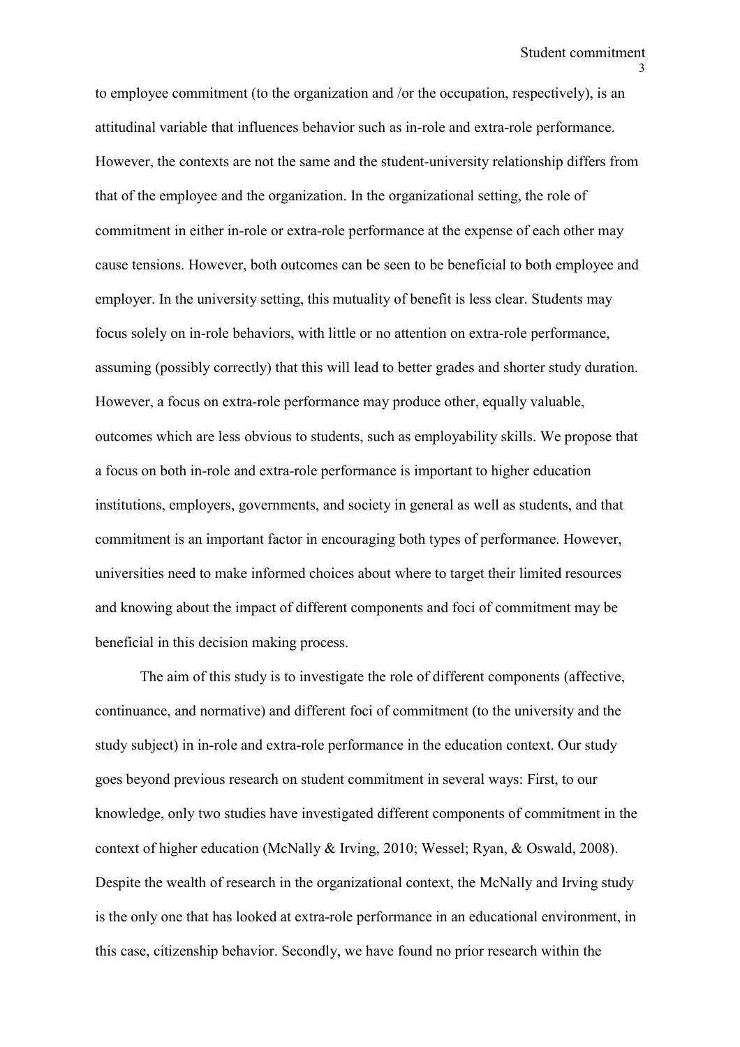to employee commitment (to the organization and /or the occupation, respectively), is an attitudinal variable that influences behavior such as in-role and extra-role performance. However, the contexts are not the same and the student-university relationship differs from that of the employee and the organization. In the organizational setting, the role of commitment in either in-role or extra-role performance at the expense of each other may cause tensions. However, both outcomes can be seen to be beneficial to both employee and employer. In the university setting, this mutuality of benefit is less clear. Students may focus solely on in-role behaviors, with little or no attention on extra-role performance, assuming (possibly correctly) that this will lead to better grades and shorter study duration. However, a focus on extra-role performance may produce other, equally valuable, outcomes which are less obvious to students, such as employability skills. We propose that a focus on both in-role and extra-role performance is important to higher education institutions, employers, governments, and society in general as well as students, and that commitment is an important factor in encouraging both types of performance. However, universities need to make informed choices about where to target their limited resources and knowing about the impact of different components and foci of commitment may be beneficial in this decision making process.

The aim of this study is to investigate the role of different components (affective, continuance, and normative) and different foci of commitment (to the university and the study subject) in in-role and extra-role performance in the education context. Our study goes beyond previous research on student commitment in several ways: First, to our knowledge, only two studies have investigated different components of commitment in the context of higher education (McNally & Irving, 2010; Wessel; Ryan, & Oswald, 2008). Despite the wealth of research in the organizational context, the McNally and Irving study is the only one that has looked at extra-role performance in an educational environment, in this case, citizenship behavior. Secondly, we have found no prior research within the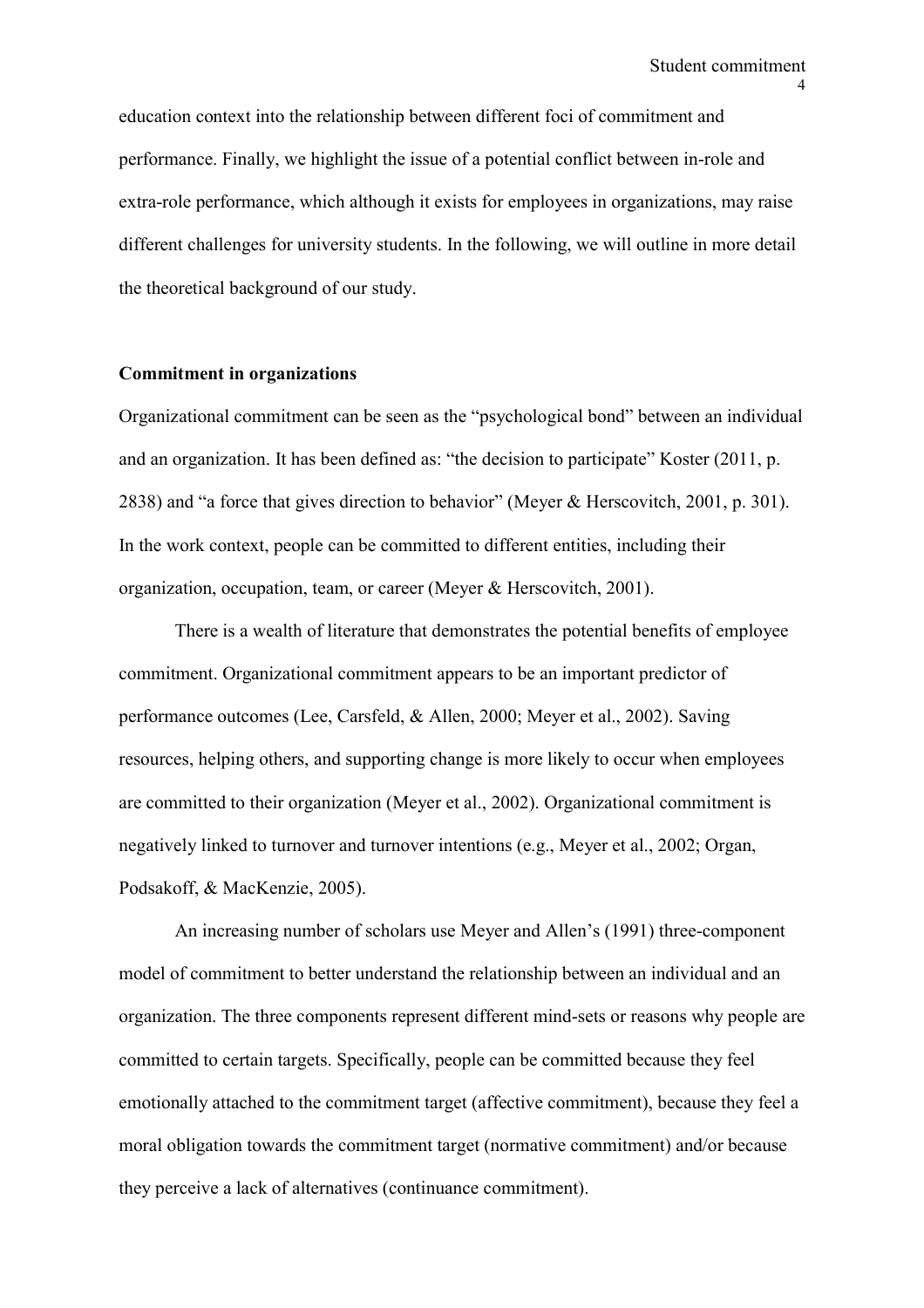education context into the relationship between different foci of commitment and performance. Finally, we highlight the issue of a potential conflict between in-role and extra-role performance, which although it exists for employees in organizations, may raise different challenges for university students. In the following, we will outline in more detail the theoretical background of our study.

## Commitment in organizations

Organizational commitment can be seen as the "psychological bond" between an individual and an organization. It has been defined as: "the decision to participate" Koster (2011, p. 2838) and "a force that gives direction to behavior" (Meyer & Herscovitch, 2001, p. 301). In the work context, people can be committed to different entities, including their organization, occupation, team, or career (Meyer & Herscovitch, 2001).

There is a wealth of literature that demonstrates the potential benefits of employee commitment. Organizational commitment appears to be an important predictor of performance outcomes (Lee, Carsfeld, & Allen, 2000; Meyer et al., 2002). Saving resources, helping others, and supporting change is more likely to occur when employees are committed to their organization (Meyer et al., 2002). Organizational commitment is negatively linked to turnover and turnover intentions (e.g., Meyer et al., 2002; Organ, Podsakoff, & MacKenzie, 2005).

An increasing number of scholars use Meyer and Allen's (1991) three-component model of commitment to better understand the relationship between an individual and an organization. The three components represent different mind-sets or reasons why people are committed to certain targets. Specifically, people can be committed because they feel emotionally attached to the commitment target (affective commitment), because they feel a moral obligation towards the commitment target (normative commitment) and/or because they perceive a lack of alternatives (continuance commitment).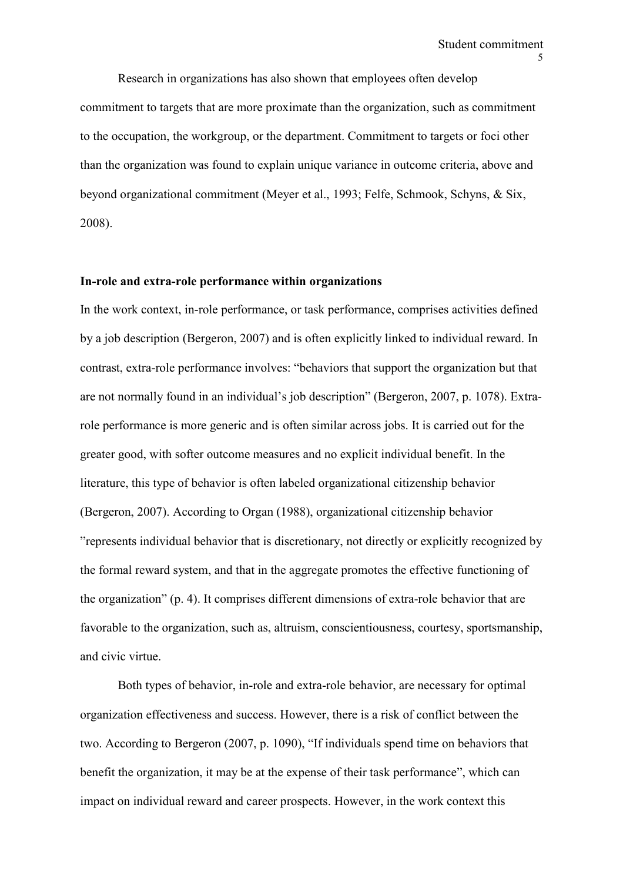Research in organizations has also shown that employees often develop commitment to targets that are more proximate than the organization, such as commitment to the occupation, the workgroup, or the department. Commitment to targets or foci other than the organization was found to explain unique variance in outcome criteria, above and beyond organizational commitment (Meyer et al., 1993; Felfe, Schmook, Schyns, & Six, 2008).

**In-role and extra-role performance within organizations**

In the work context, in-role performance, or task performance, comprises activities defined by a job description (Bergeron, 2007) and is often explicitly linked to individual reward. In contrast, extra-role performance involves: "behaviors that support the organization but that are not normally found in an individual's job description" (Bergeron, 2007, p. 1078). Extra-role performance is more generic and is often similar across jobs. It is carried out for the greater good, with softer outcome measures and no explicit individual benefit. In the literature, this type of behavior is often labeled organizational citizenship behavior (Bergeron, 2007). According to Organ (1988), organizational citizenship behavior "represents individual behavior that is discretionary, not directly or explicitly recognized by the formal reward system, and that in the aggregate promotes the effective functioning of the organization" (p. 4). It comprises different dimensions of extra-role behavior that are favorable to the organization, such as, altruism, conscientiousness, courtesy, sportsmanship, and civic virtue.

Both types of behavior, in-role and extra-role behavior, are necessary for optimal organization effectiveness and success. However, there is a risk of conflict between the two. According to Bergeron (2007, p. 1090), "If individuals spend time on behaviors that benefit the organization, it may be at the expense of their task performance", which can impact on individual reward and career prospects. However, in the work context this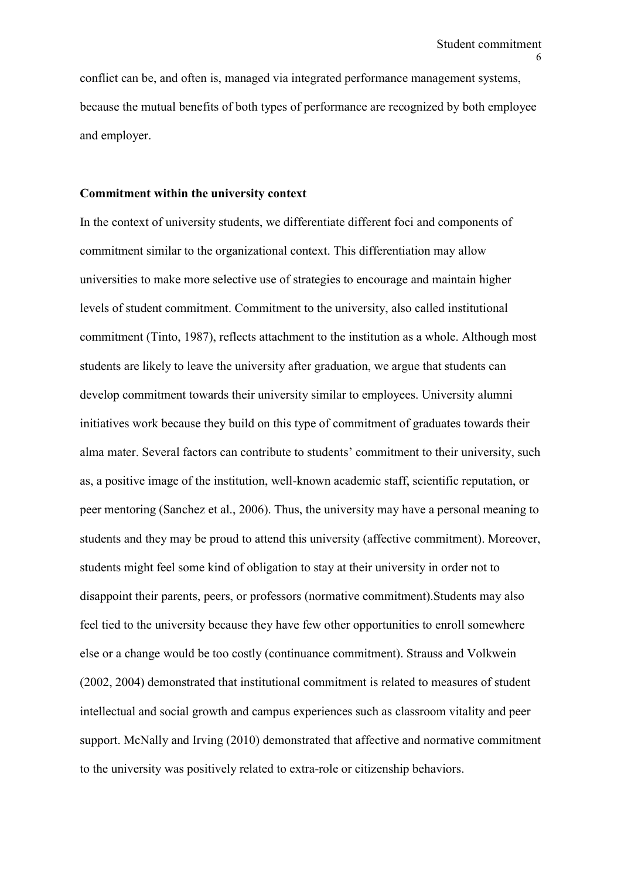conflict can be, and often is, managed via integrated performance management systems, because the mutual benefits of both types of performance are recognized by both employee and employer.

### Commitment within the university context

In the context of university students, we differentiate different foci and components of commitment similar to the organizational context. This differentiation may allow universities to make more selective use of strategies to encourage and maintain higher levels of student commitment. Commitment to the university, also called institutional commitment (Tinto, 1987), reflects attachment to the institution as a whole. Although most students are likely to leave the university after graduation, we argue that students can develop commitment towards their university similar to employees. University alumni initiatives work because they build on this type of commitment of graduates towards their alma mater. Several factors can contribute to students' commitment to their university, such as, a positive image of the institution, well-known academic staff, scientific reputation, or peer mentoring (Sanchez et al., 2006). Thus, the university may have a personal meaning to students and they may be proud to attend this university (affective commitment). Moreover, students might feel some kind of obligation to stay at their university in order not to disappoint their parents, peers, or professors (normative commitment).Students may also feel tied to the university because they have few other opportunities to enroll somewhere else or a change would be too costly (continuance commitment). Strauss and Volkwein (2002, 2004) demonstrated that institutional commitment is related to measures of student intellectual and social growth and campus experiences such as classroom vitality and peer support. McNally and Irving (2010) demonstrated that affective and normative commitment to the university was positively related to extra-role or citizenship behaviors.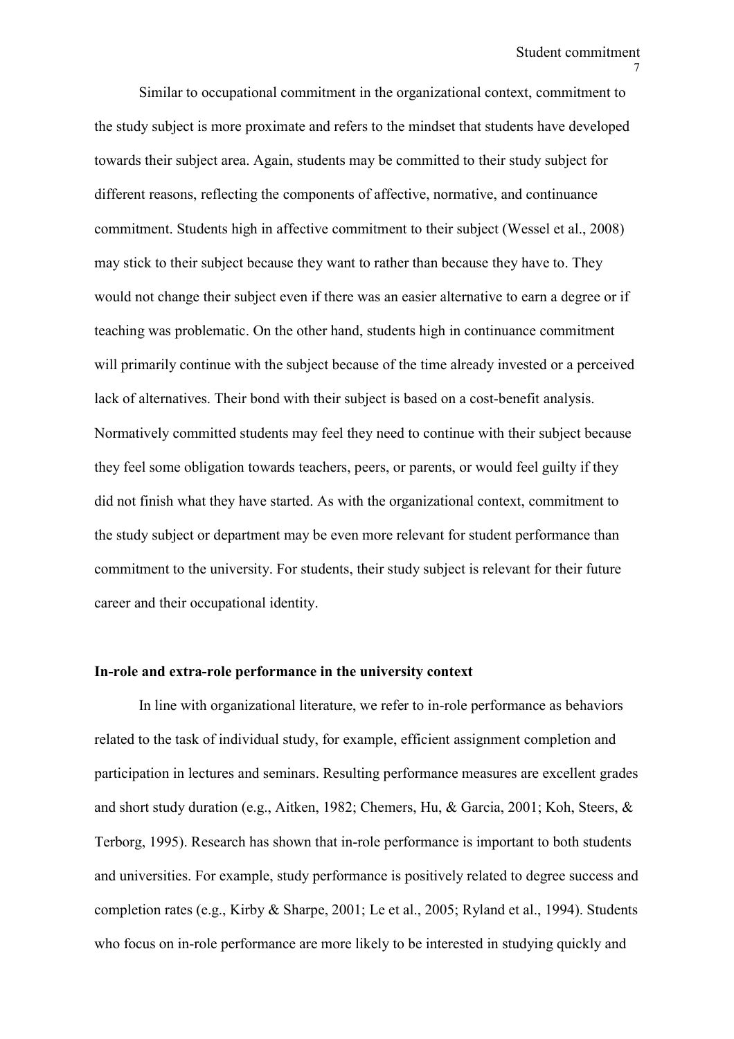Similar to occupational commitment in the organizational context, commitment to the study subject is more proximate and refers to the mindset that students have developed towards their subject area. Again, students may be committed to their study subject for different reasons, reflecting the components of affective, normative, and continuance commitment. Students high in affective commitment to their subject (Wessel et al., 2008) may stick to their subject because they want to rather than because they have to. They would not change their subject even if there was an easier alternative to earn a degree or if teaching was problematic. On the other hand, students high in continuance commitment will primarily continue with the subject because of the time already invested or a perceived lack of alternatives. Their bond with their subject is based on a cost-benefit analysis. Normatively committed students may feel they need to continue with their subject because they feel some obligation towards teachers, peers, or parents, or would feel guilty if they did not finish what they have started. As with the organizational context, commitment to the study subject or department may be even more relevant for student performance than commitment to the university. For students, their study subject is relevant for their future career and their occupational identity.

## In-role and extra-role performance in the university context

In line with organizational literature, we refer to in-role performance as behaviors related to the task of individual study, for example, efficient assignment completion and participation in lectures and seminars. Resulting performance measures are excellent grades and short study duration (e.g., Aitken, 1982; Chemers, Hu, & Garcia, 2001; Koh, Steers, & Terborg, 1995). Research has shown that in-role performance is important to both students and universities. For example, study performance is positively related to degree success and completion rates (e.g., Kirby & Sharpe, 2001; Le et al., 2005; Ryland et al., 1994). Students who focus on in-role performance are more likely to be interested in studying quickly and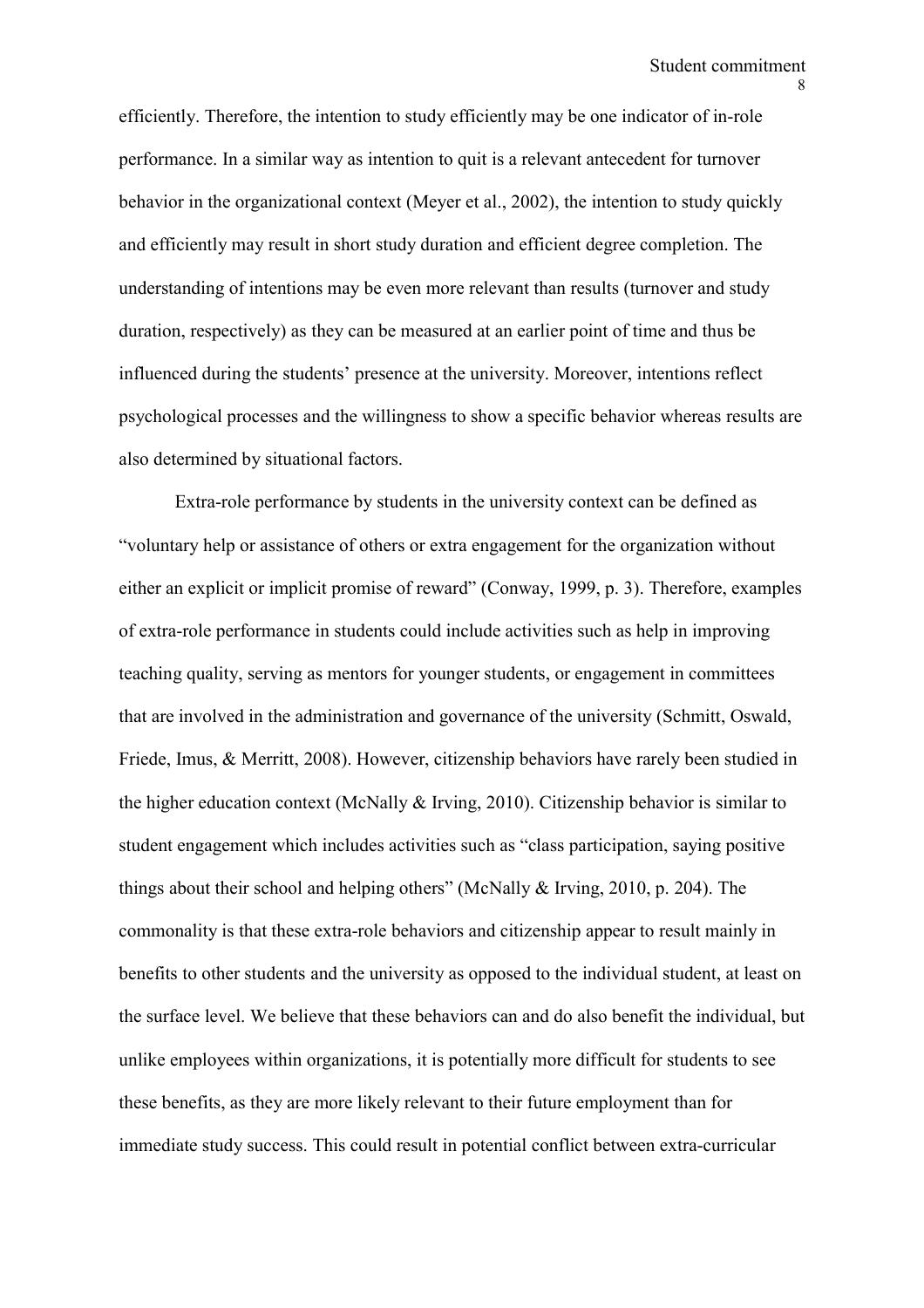efficiently. Therefore, the intention to study efficiently may be one indicator of in-role performance. In a similar way as intention to quit is a relevant antecedent for turnover behavior in the organizational context (Meyer et al., 2002), the intention to study quickly and efficiently may result in short study duration and efficient degree completion. The understanding of intentions may be even more relevant than results (turnover and study duration, respectively) as they can be measured at an earlier point of time and thus be influenced during the students' presence at the university. Moreover, intentions reflect psychological processes and the willingness to show a specific behavior whereas results are also determined by situational factors.

Extra-role performance by students in the university context can be defined as "voluntary help or assistance of others or extra engagement for the organization without either an explicit or implicit promise of reward" (Conway, 1999, p. 3). Therefore, examples of extra-role performance in students could include activities such as help in improving teaching quality, serving as mentors for younger students, or engagement in committees that are involved in the administration and governance of the university (Schmitt, Oswald, Friede, Imus, & Merritt, 2008). However, citizenship behaviors have rarely been studied in the higher education context (McNally & Irving, 2010). Citizenship behavior is similar to student engagement which includes activities such as "class participation, saying positive things about their school and helping others" (McNally & Irving, 2010, p. 204). The commonality is that these extra-role behaviors and citizenship appear to result mainly in benefits to other students and the university as opposed to the individual student, at least on the surface level. We believe that these behaviors can and do also benefit the individual, but unlike employees within organizations, it is potentially more difficult for students to see these benefits, as they are more likely relevant to their future employment than for immediate study success. This could result in potential conflict between extra-curricular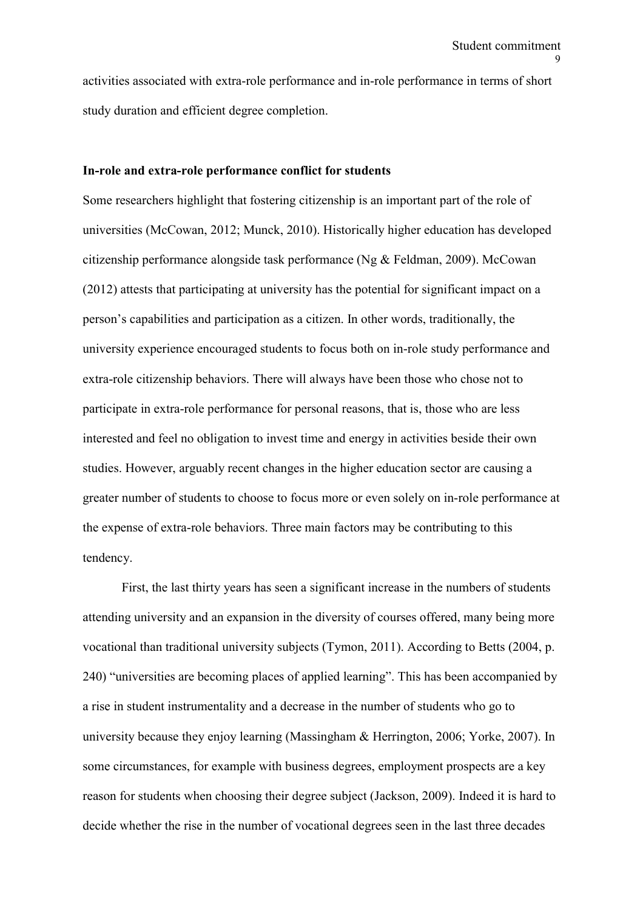activities associated with extra-role performance and in-role performance in terms of short study duration and efficient degree completion.

**In-role and extra-role performance conflict for students**

Some researchers highlight that fostering citizenship is an important part of the role of universities (McCowan, 2012; Munck, 2010). Historically higher education has developed citizenship performance alongside task performance (Ng & Feldman, 2009). McCowan (2012) attests that participating at university has the potential for significant impact on a person's capabilities and participation as a citizen. In other words, traditionally, the university experience encouraged students to focus both on in-role study performance and extra-role citizenship behaviors. There will always have been those who chose not to participate in extra-role performance for personal reasons, that is, those who are less interested and feel no obligation to invest time and energy in activities beside their own studies. However, arguably recent changes in the higher education sector are causing a greater number of students to choose to focus more or even solely on in-role performance at the expense of extra-role behaviors. Three main factors may be contributing to this tendency.

First, the last thirty years has seen a significant increase in the numbers of students attending university and an expansion in the diversity of courses offered, many being more vocational than traditional university subjects (Tymon, 2011). According to Betts (2004, p. 240) "universities are becoming places of applied learning". This has been accompanied by a rise in student instrumentality and a decrease in the number of students who go to university because they enjoy learning (Massingham & Herrington, 2006; Yorke, 2007). In some circumstances, for example with business degrees, employment prospects are a key reason for students when choosing their degree subject (Jackson, 2009). Indeed it is hard to decide whether the rise in the number of vocational degrees seen in the last three decades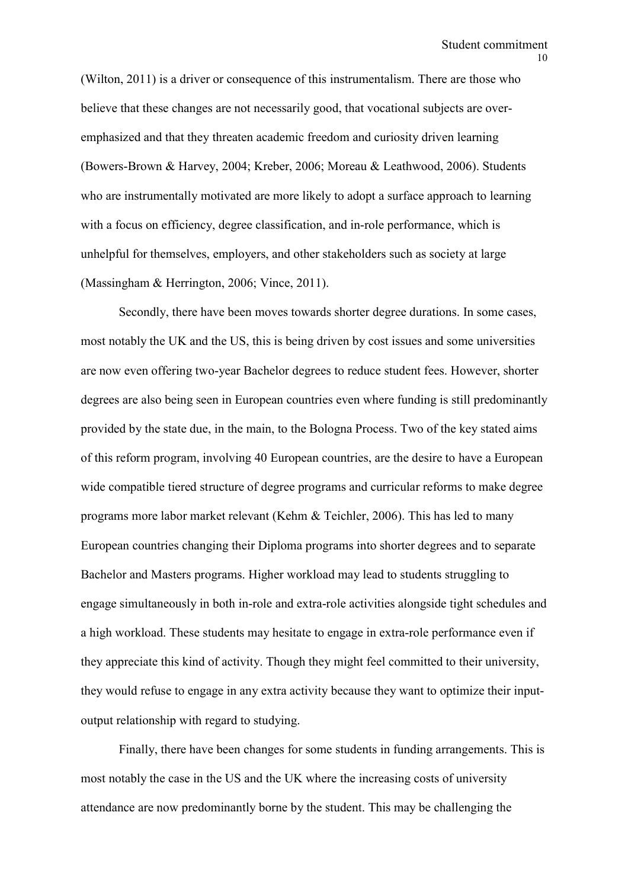(Wilton, 2011) is a driver or consequence of this instrumentalism. There are those who believe that these changes are not necessarily good, that vocational subjects are over-emphasized and that they threaten academic freedom and curiosity driven learning (Bowers-Brown & Harvey, 2004; Kreber, 2006; Moreau & Leathwood, 2006). Students who are instrumentally motivated are more likely to adopt a surface approach to learning with a focus on efficiency, degree classification, and in-role performance, which is unhelpful for themselves, employers, and other stakeholders such as society at large (Massingham & Herrington, 2006; Vince, 2011).

Secondly, there have been moves towards shorter degree durations. In some cases, most notably the UK and the US, this is being driven by cost issues and some universities are now even offering two-year Bachelor degrees to reduce student fees. However, shorter degrees are also being seen in European countries even where funding is still predominantly provided by the state due, in the main, to the Bologna Process. Two of the key stated aims of this reform program, involving 40 European countries, are the desire to have a European wide compatible tiered structure of degree programs and curricular reforms to make degree programs more labor market relevant (Kehm & Teichler, 2006). This has led to many European countries changing their Diploma programs into shorter degrees and to separate Bachelor and Masters programs. Higher workload may lead to students struggling to engage simultaneously in both in-role and extra-role activities alongside tight schedules and a high workload. These students may hesitate to engage in extra-role performance even if they appreciate this kind of activity. Though they might feel committed to their university, they would refuse to engage in any extra activity because they want to optimize their input-output relationship with regard to studying.

Finally, there have been changes for some students in funding arrangements. This is most notably the case in the US and the UK where the increasing costs of university attendance are now predominantly borne by the student. This may be challenging the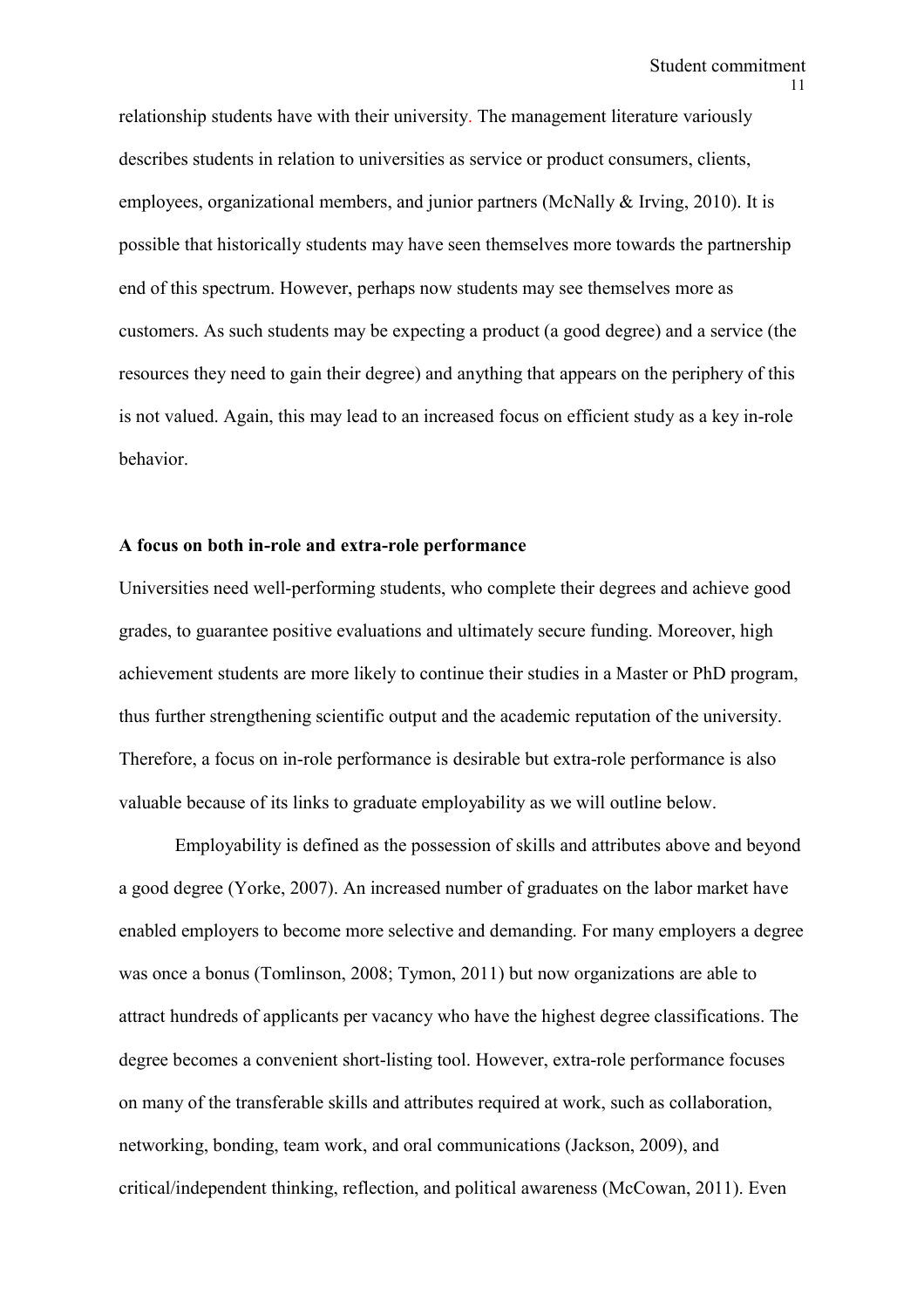relationship students have with their university. The management literature variously describes students in relation to universities as service or product consumers, clients, employees, organizational members, and junior partners (McNally & Irving, 2010). It is possible that historically students may have seen themselves more towards the partnership end of this spectrum. However, perhaps now students may see themselves more as customers. As such students may be expecting a product (a good degree) and a service (the resources they need to gain their degree) and anything that appears on the periphery of this is not valued. Again, this may lead to an increased focus on efficient study as a key in-role behavior.

**A focus on both in-role and extra-role performance**

Universities need well-performing students, who complete their degrees and achieve good grades, to guarantee positive evaluations and ultimately secure funding. Moreover, high achievement students are more likely to continue their studies in a Master or PhD program, thus further strengthening scientific output and the academic reputation of the university. Therefore, a focus on in-role performance is desirable but extra-role performance is also valuable because of its links to graduate employability as we will outline below.

Employability is defined as the possession of skills and attributes above and beyond a good degree (Yorke, 2007). An increased number of graduates on the labor market have enabled employers to become more selective and demanding. For many employers a degree was once a bonus (Tomlinson, 2008; Tymon, 2011) but now organizations are able to attract hundreds of applicants per vacancy who have the highest degree classifications. The degree becomes a convenient short-listing tool. However, extra-role performance focuses on many of the transferable skills and attributes required at work, such as collaboration, networking, bonding, team work, and oral communications (Jackson, 2009), and critical/independent thinking, reflection, and political awareness (McCowan, 2011). Even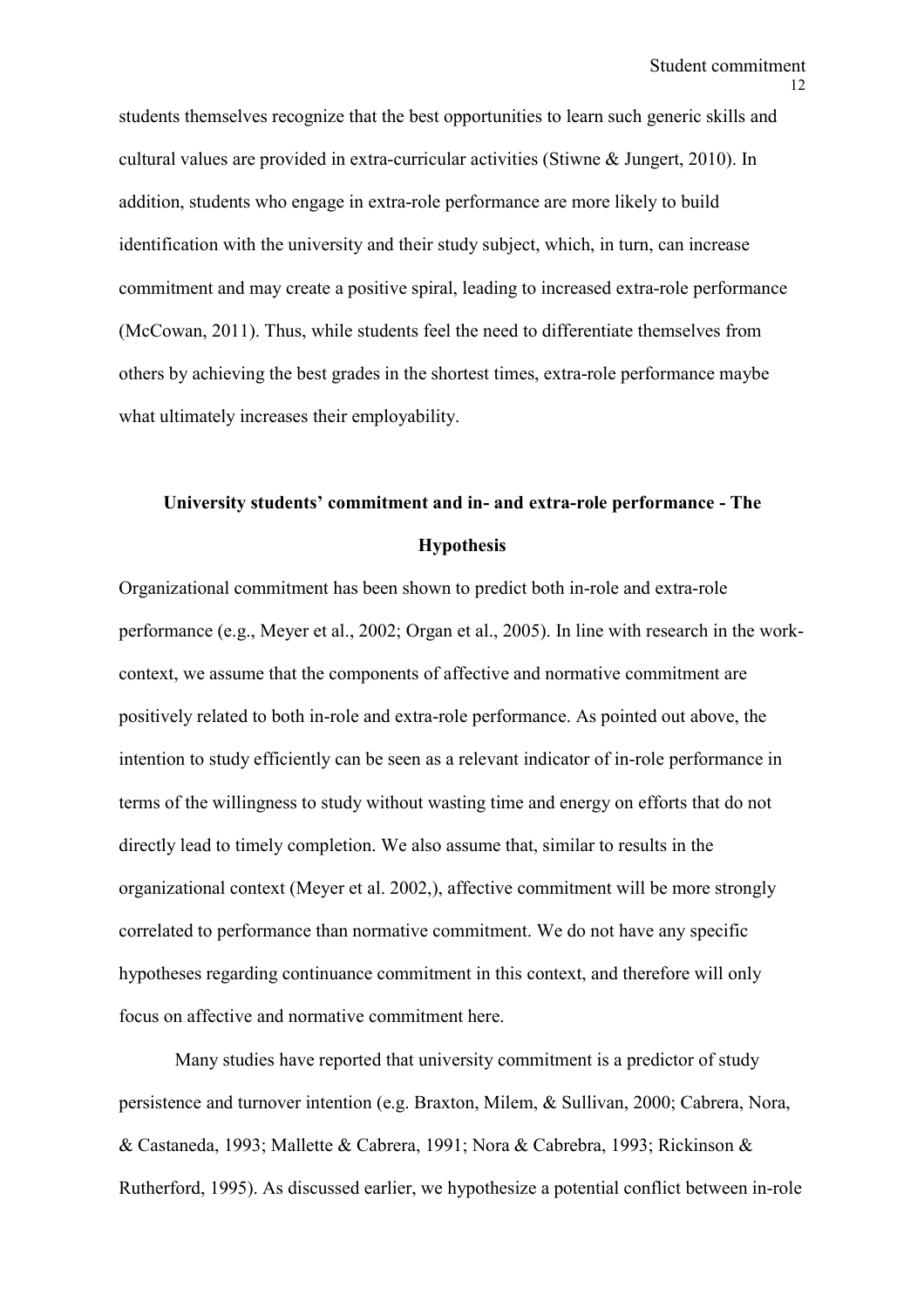students themselves recognize that the best opportunities to learn such generic skills and cultural values are provided in extra-curricular activities (Stiwne & Jungert, 2010). In addition, students who engage in extra-role performance are more likely to build identification with the university and their study subject, which, in turn, can increase commitment and may create a positive spiral, leading to increased extra-role performance (McCowan, 2011). Thus, while students feel the need to differentiate themselves from others by achieving the best grades in the shortest times, extra-role performance maybe what ultimately increases their employability.

## University students' commitment and in- and extra-role performance - The Hypothesis

Organizational commitment has been shown to predict both in-role and extra-role performance (e.g., Meyer et al., 2002; Organ et al., 2005). In line with research in the work-context, we assume that the components of affective and normative commitment are positively related to both in-role and extra-role performance. As pointed out above, the intention to study efficiently can be seen as a relevant indicator of in-role performance in terms of the willingness to study without wasting time and energy on efforts that do not directly lead to timely completion. We also assume that, similar to results in the organizational context (Meyer et al. 2002,), affective commitment will be more strongly correlated to performance than normative commitment. We do not have any specific hypotheses regarding continuance commitment in this context, and therefore will only focus on affective and normative commitment here.

Many studies have reported that university commitment is a predictor of study persistence and turnover intention (e.g. Braxton, Milem, & Sullivan, 2000; Cabrera, Nora, & Castaneda, 1993; Mallette & Cabrera, 1991; Nora & Cabrebra, 1993; Rickinson & Rutherford, 1995). As discussed earlier, we hypothesize a potential conflict between in-role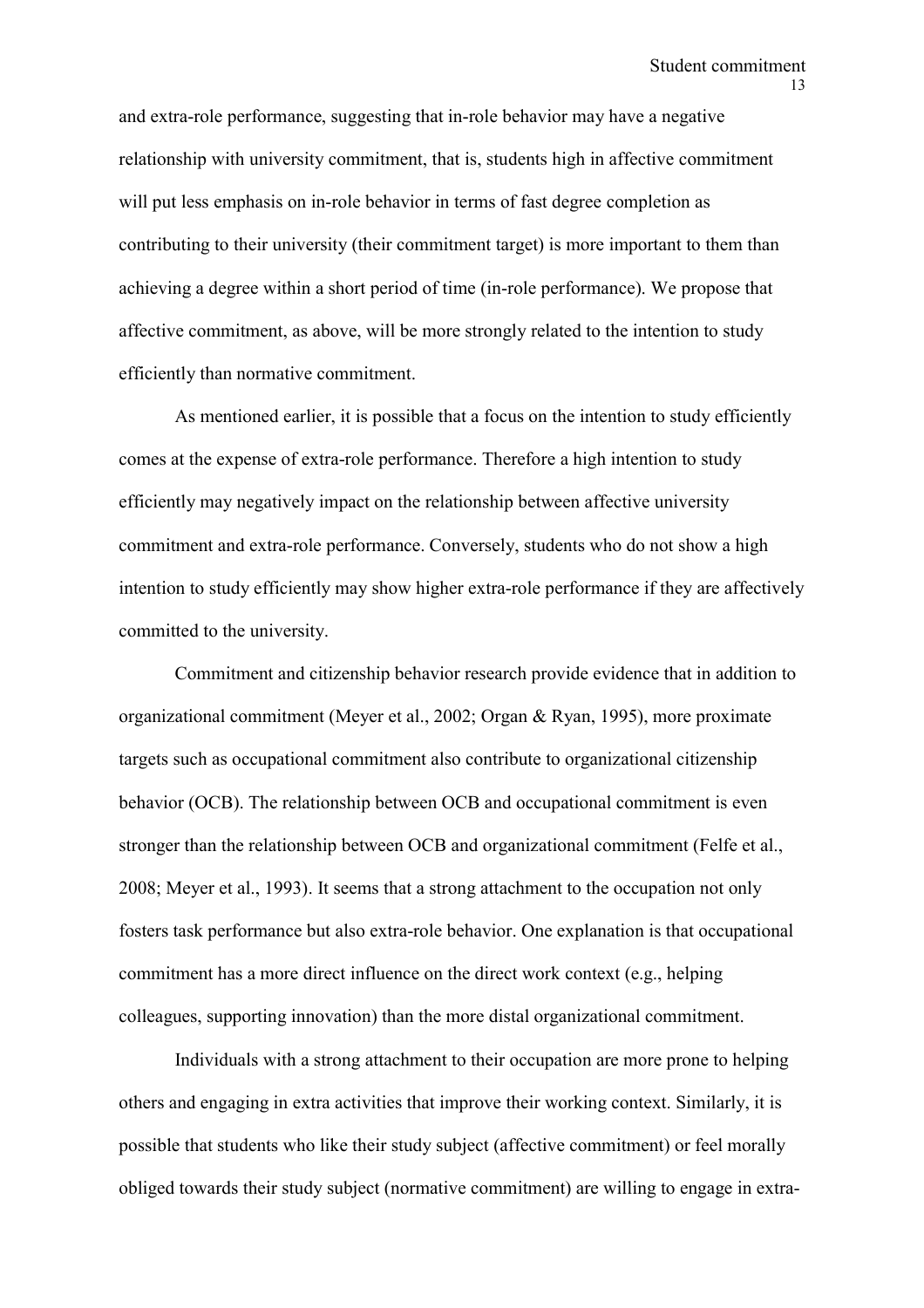and extra-role performance, suggesting that in-role behavior may have a negative relationship with university commitment, that is, students high in affective commitment will put less emphasis on in-role behavior in terms of fast degree completion as contributing to their university (their commitment target) is more important to them than achieving a degree within a short period of time (in-role performance). We propose that affective commitment, as above, will be more strongly related to the intention to study efficiently than normative commitment.

As mentioned earlier, it is possible that a focus on the intention to study efficiently comes at the expense of extra-role performance. Therefore a high intention to study efficiently may negatively impact on the relationship between affective university commitment and extra-role performance. Conversely, students who do not show a high intention to study efficiently may show higher extra-role performance if they are affectively committed to the university.

Commitment and citizenship behavior research provide evidence that in addition to organizational commitment (Meyer et al., 2002; Organ & Ryan, 1995), more proximate targets such as occupational commitment also contribute to organizational citizenship behavior (OCB). The relationship between OCB and occupational commitment is even stronger than the relationship between OCB and organizational commitment (Felfe et al., 2008; Meyer et al., 1993). It seems that a strong attachment to the occupation not only fosters task performance but also extra-role behavior. One explanation is that occupational commitment has a more direct influence on the direct work context (e.g., helping colleagues, supporting innovation) than the more distal organizational commitment.

Individuals with a strong attachment to their occupation are more prone to helping others and engaging in extra activities that improve their working context. Similarly, it is possible that students who like their study subject (affective commitment) or feel morally obliged towards their study subject (normative commitment) are willing to engage in extra-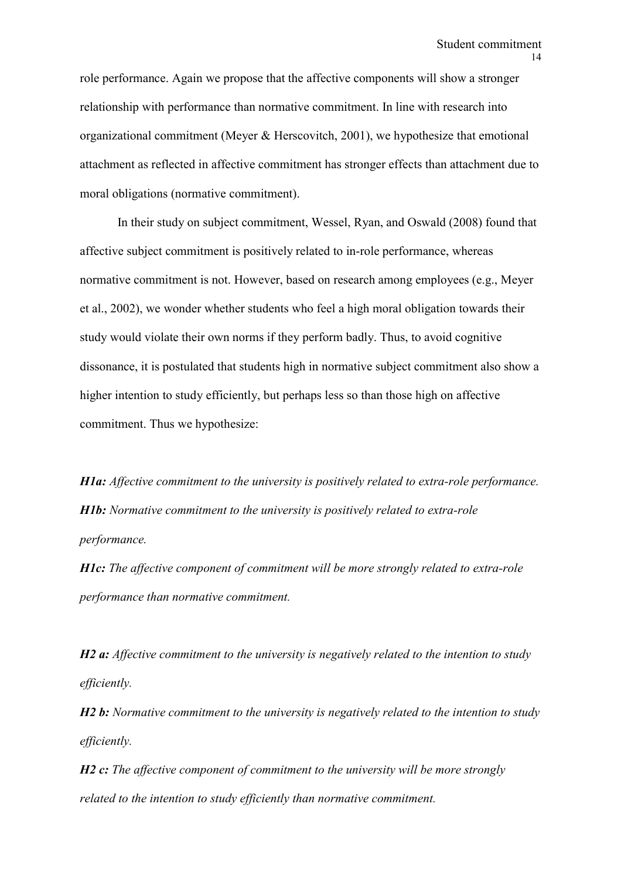role performance. Again we propose that the affective components will show a stronger relationship with performance than normative commitment. In line with research into organizational commitment (Meyer & Herscovitch, 2001), we hypothesize that emotional attachment as reflected in affective commitment has stronger effects than attachment due to moral obligations (normative commitment).

In their study on subject commitment, Wessel, Ryan, and Oswald (2008) found that affective subject commitment is positively related to in-role performance, whereas normative commitment is not. However, based on research among employees (e.g., Meyer et al., 2002), we wonder whether students who feel a high moral obligation towards their study would violate their own norms if they perform badly. Thus, to avoid cognitive dissonance, it is postulated that students high in normative subject commitment also show a higher intention to study efficiently, but perhaps less so than those high on affective commitment. Thus we hypothesize:

***H1a:*** *Affective commitment to the university is positively related to extra-role performance.*
***H1b:*** *Normative commitment to the university is positively related to extra-role performance.*
***H1c:*** *The affective component of commitment will be more strongly related to extra-role performance than normative commitment.*

***H2 a:*** *Affective commitment to the university is negatively related to the intention to study efficiently.*
***H2 b:*** *Normative commitment to the university is negatively related to the intention to study efficiently.*
***H2 c:*** *The affective component of commitment to the university will be more strongly related to the intention to study efficiently than normative commitment.*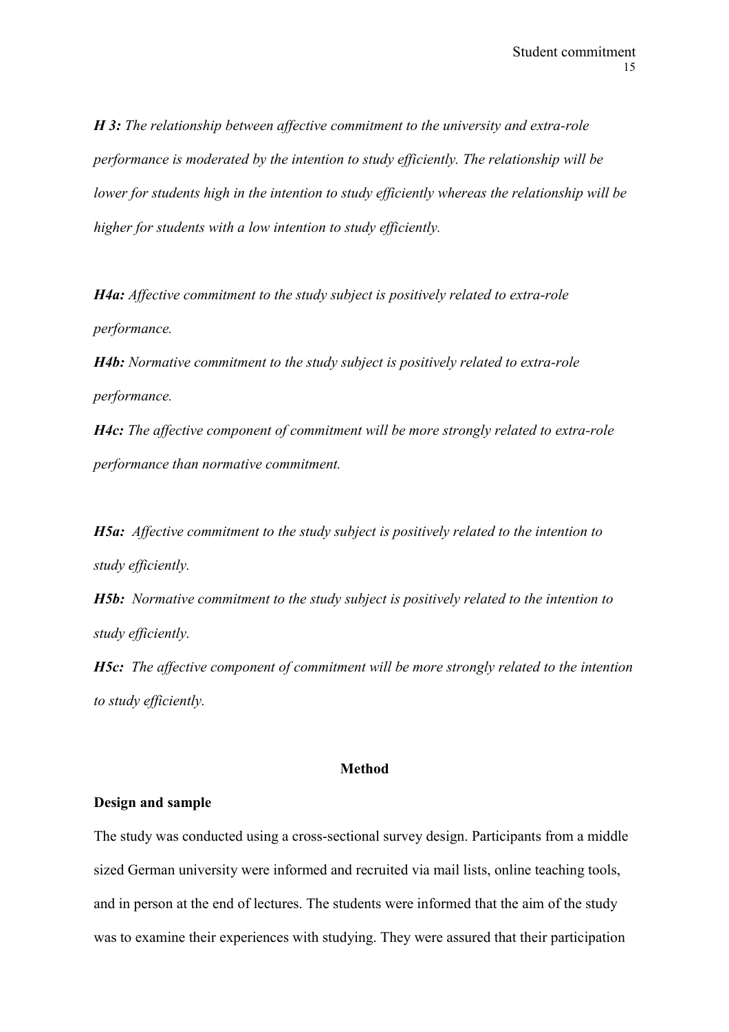***H 3:*** *The relationship between affective commitment to the university and extra-role performance is moderated by the intention to study efficiently. The relationship will be lower for students high in the intention to study efficiently whereas the relationship will be higher for students with a low intention to study efficiently.*

***H4a:*** *Affective commitment to the study subject is positively related to extra-role performance.*

***H4b:*** *Normative commitment to the study subject is positively related to extra-role performance.*

***H4c:*** *The affective component of commitment will be more strongly related to extra-role performance than normative commitment.*

***H5a:*** *Affective commitment to the study subject is positively related to the intention to study efficiently.*

***H5b:*** *Normative commitment to the study subject is positively related to the intention to study efficiently.*

***H5c:*** *The affective component of commitment will be more strongly related to the intention to study efficiently.*

## Method

### Design and sample

The study was conducted using a cross-sectional survey design. Participants from a middle sized German university were informed and recruited via mail lists, online teaching tools, and in person at the end of lectures. The students were informed that the aim of the study was to examine their experiences with studying. They were assured that their participation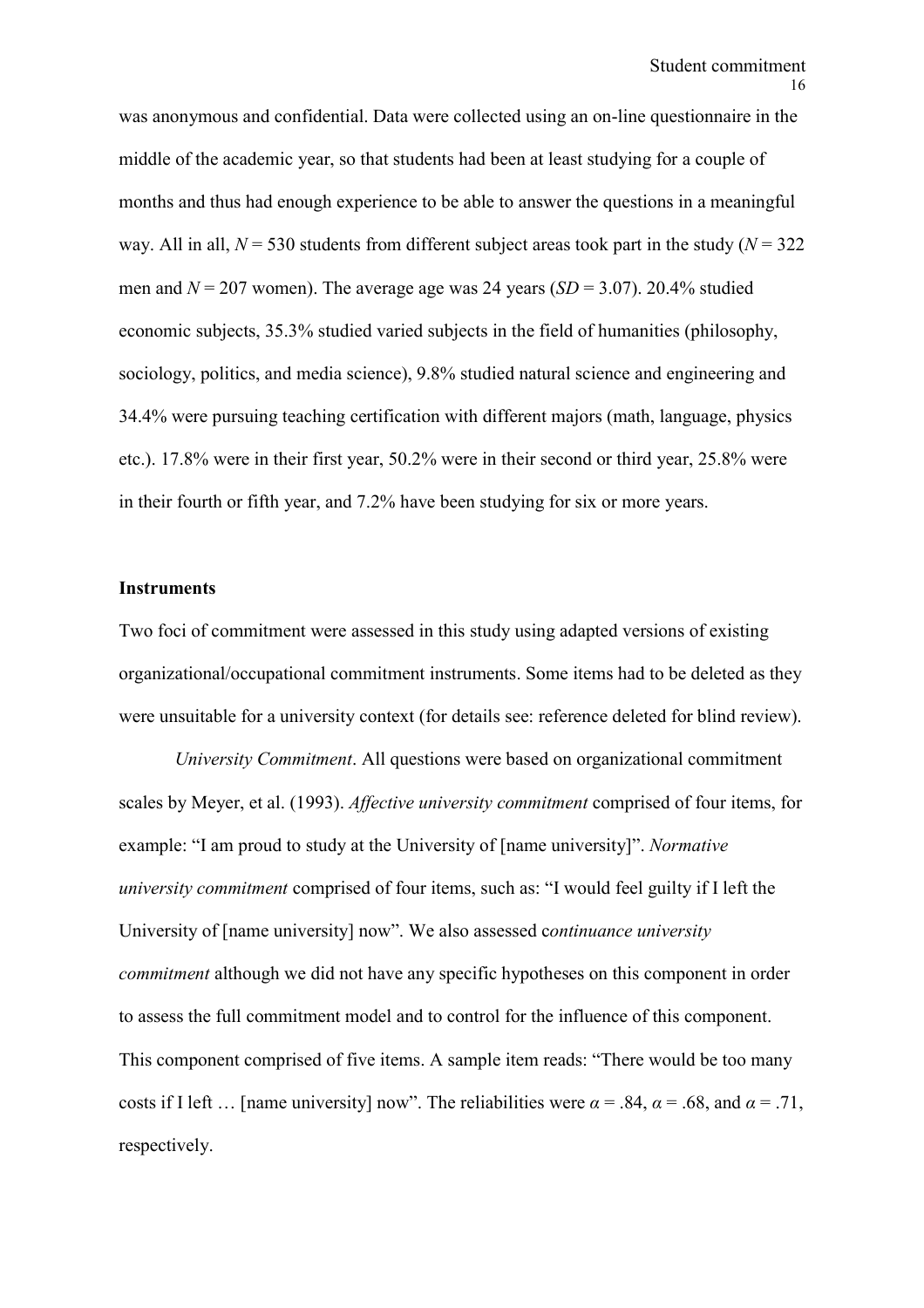was anonymous and confidential. Data were collected using an on-line questionnaire in the middle of the academic year, so that students had been at least studying for a couple of months and thus had enough experience to be able to answer the questions in a meaningful way. All in all, $N = 530$ students from different subject areas took part in the study ($N = 322$ men and $N = 207$ women). The average age was 24 years ($SD = 3.07$). 20.4% studied economic subjects, 35.3% studied varied subjects in the field of humanities (philosophy, sociology, politics, and media science), 9.8% studied natural science and engineering and 34.4% were pursuing teaching certification with different majors (math, language, physics etc.). 17.8% were in their first year, 50.2% were in their second or third year, 25.8% were in their fourth or fifth year, and 7.2% have been studying for six or more years.

### Instruments

Two foci of commitment were assessed in this study using adapted versions of existing organizational/occupational commitment instruments. Some items had to be deleted as they were unsuitable for a university context (for details see: reference deleted for blind review).

*University Commitment*. All questions were based on organizational commitment scales by Meyer, et al. (1993). *Affective university commitment* comprised of four items, for example: "I am proud to study at the University of [name university]". *Normative university commitment* comprised of four items, such as: "I would feel guilty if I left the University of [name university] now". We also assessed c*ontinuance university commitment* although we did not have any specific hypotheses on this component in order to assess the full commitment model and to control for the influence of this component. This component comprised of five items. A sample item reads: "There would be too many costs if I left … [name university] now". The reliabilities were $\alpha = .84$, $\alpha = .68$, and $\alpha = .71$, respectively.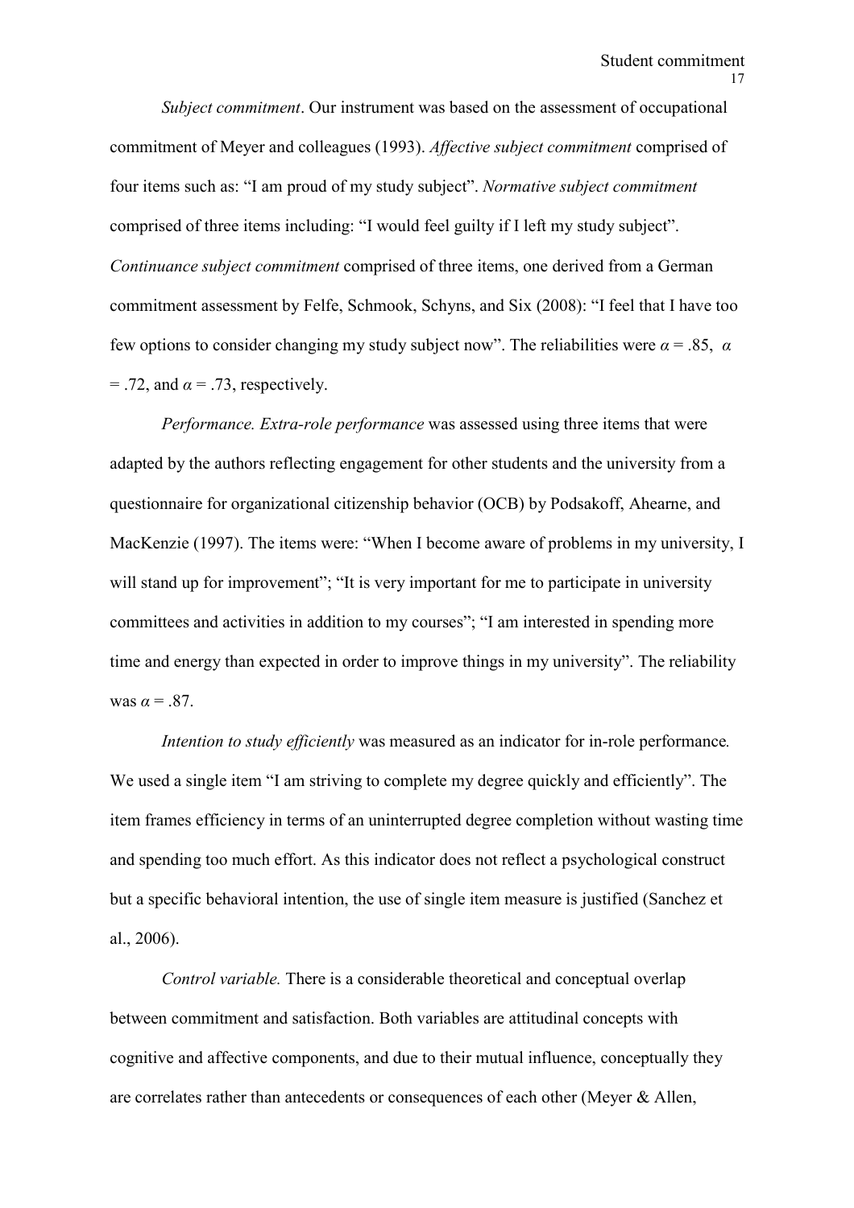*Subject commitment*. Our instrument was based on the assessment of occupational commitment of Meyer and colleagues (1993). *Affective subject commitment* comprised of four items such as: "I am proud of my study subject". *Normative subject commitment* comprised of three items including: "I would feel guilty if I left my study subject". *Continuance subject commitment* comprised of three items, one derived from a German commitment assessment by Felfe, Schmook, Schyns, and Six (2008): "I feel that I have too few options to consider changing my study subject now". The reliabilities were $\alpha = .85$, $\alpha = .72$, and $\alpha = .73$, respectively.

*Performance. Extra-role performance* was assessed using three items that were adapted by the authors reflecting engagement for other students and the university from a questionnaire for organizational citizenship behavior (OCB) by Podsakoff, Ahearne, and MacKenzie (1997). The items were: "When I become aware of problems in my university, I will stand up for improvement"; "It is very important for me to participate in university committees and activities in addition to my courses"; "I am interested in spending more time and energy than expected in order to improve things in my university". The reliability was $\alpha = .87$.

*Intention to study efficiently* was measured as an indicator for in-role performance*.* We used a single item "I am striving to complete my degree quickly and efficiently". The item frames efficiency in terms of an uninterrupted degree completion without wasting time and spending too much effort. As this indicator does not reflect a psychological construct but a specific behavioral intention, the use of single item measure is justified (Sanchez et al., 2006).

*Control variable.* There is a considerable theoretical and conceptual overlap between commitment and satisfaction. Both variables are attitudinal concepts with cognitive and affective components, and due to their mutual influence, conceptually they are correlates rather than antecedents or consequences of each other (Meyer & Allen,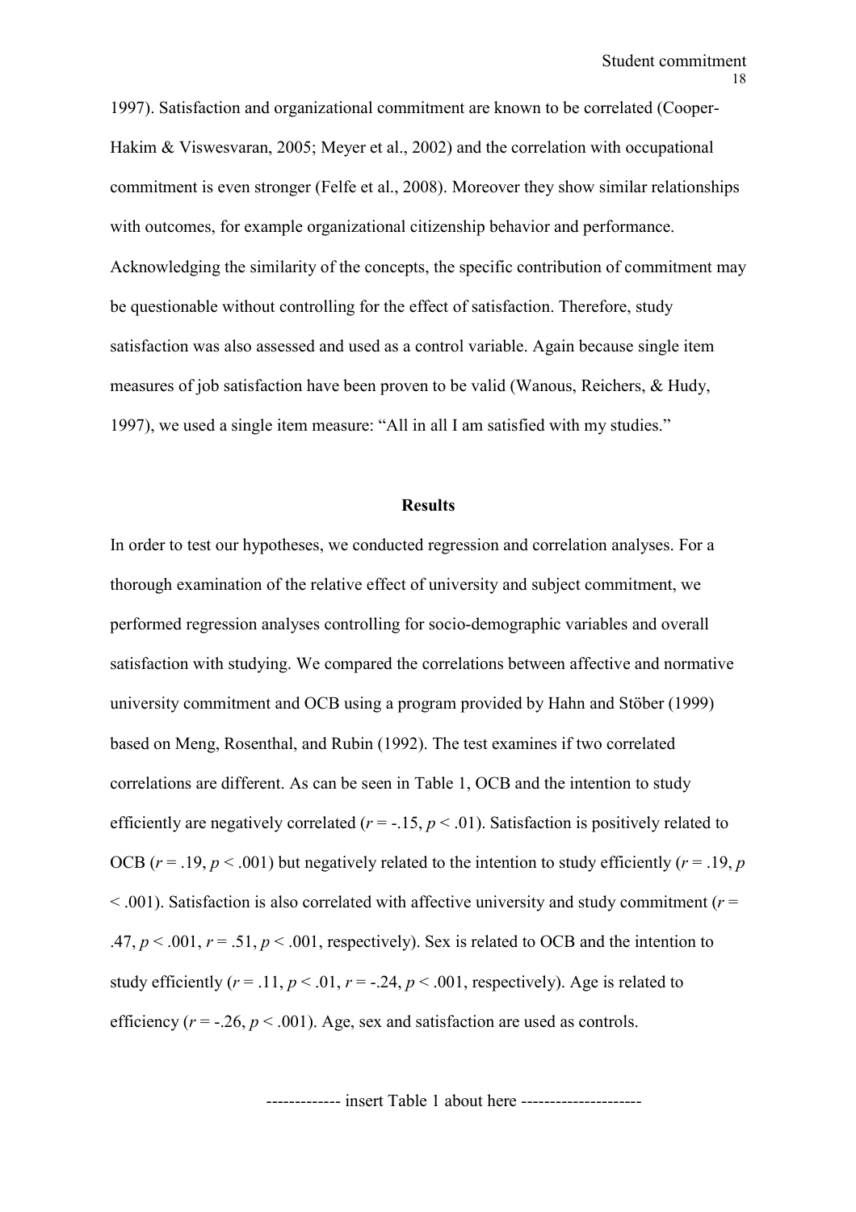1997). Satisfaction and organizational commitment are known to be correlated (Cooper-Hakim & Viswesvaran, 2005; Meyer et al., 2002) and the correlation with occupational commitment is even stronger (Felfe et al., 2008). Moreover they show similar relationships with outcomes, for example organizational citizenship behavior and performance. Acknowledging the similarity of the concepts, the specific contribution of commitment may be questionable without controlling for the effect of satisfaction. Therefore, study satisfaction was also assessed and used as a control variable. Again because single item measures of job satisfaction have been proven to be valid (Wanous, Reichers, & Hudy, 1997), we used a single item measure: "All in all I am satisfied with my studies."

## Results

In order to test our hypotheses, we conducted regression and correlation analyses. For a thorough examination of the relative effect of university and subject commitment, we performed regression analyses controlling for socio-demographic variables and overall satisfaction with studying. We compared the correlations between affective and normative university commitment and OCB using a program provided by Hahn and Stöber (1999) based on Meng, Rosenthal, and Rubin (1992). The test examines if two correlated correlations are different. As can be seen in Table 1, OCB and the intention to study efficiently are negatively correlated ($r = -.15$, $p < .01$). Satisfaction is positively related to OCB ($r = .19$, $p < .001$) but negatively related to the intention to study efficiently ($r = .19$, $p < .001$). Satisfaction is also correlated with affective university and study commitment ($r = .47$, $p < .001$, $r = .51$, $p < .001$, respectively). Sex is related to OCB and the intention to study efficiently ($r = .11$, $p < .01$, $r = -.24$, $p < .001$, respectively). Age is related to efficiency ($r = -.26$, $p < .001$). Age, sex and satisfaction are used as controls.

------------ insert Table 1 about here --------------------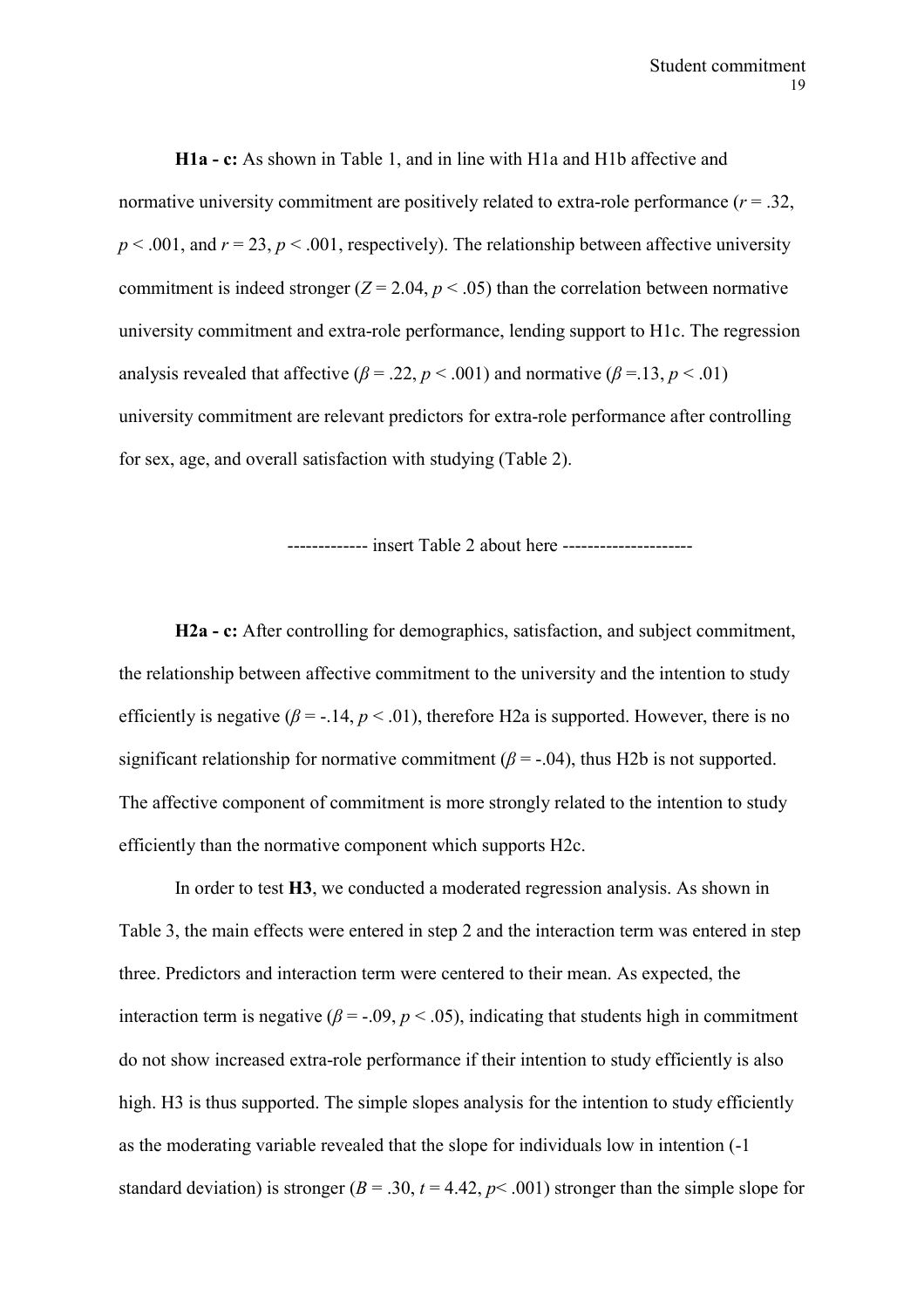**H1a - c:** As shown in Table 1, and in line with H1a and H1b affective and normative university commitment are positively related to extra-role performance ($r = .32$, $p < .001$, and $r = 23$, $p < .001$, respectively). The relationship between affective university commitment is indeed stronger ($Z = 2.04$, $p < .05$) than the correlation between normative university commitment and extra-role performance, lending support to H1c. The regression analysis revealed that affective ($\beta = .22$, $p < .001$) and normative ($\beta =.13$, $p < .01$) university commitment are relevant predictors for extra-role performance after controlling for sex, age, and overall satisfaction with studying (Table 2).

------------- insert Table 2 about here ---------------------

**H2a - c:** After controlling for demographics, satisfaction, and subject commitment, the relationship between affective commitment to the university and the intention to study efficiently is negative ($\beta = -.14$, $p < .01$), therefore H2a is supported. However, there is no significant relationship for normative commitment ($\beta = -.04$), thus H2b is not supported. The affective component of commitment is more strongly related to the intention to study efficiently than the normative component which supports H2c.

In order to test **H3**, we conducted a moderated regression analysis. As shown in Table 3, the main effects were entered in step 2 and the interaction term was entered in step three. Predictors and interaction term were centered to their mean. As expected, the interaction term is negative ($\beta = -.09$, $p < .05$), indicating that students high in commitment do not show increased extra-role performance if their intention to study efficiently is also high. H3 is thus supported. The simple slopes analysis for the intention to study efficiently as the moderating variable revealed that the slope for individuals low in intention (-1 standard deviation) is stronger ($B = .30$, $t = 4.42$, $p < .001$) stronger than the simple slope for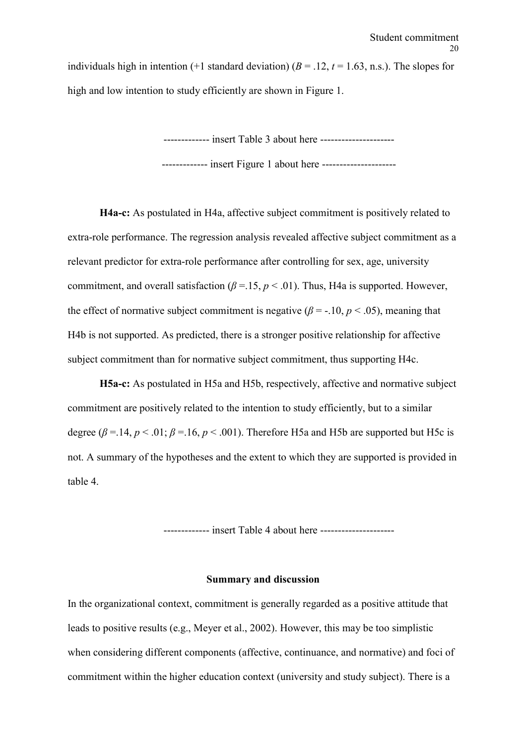individuals high in intention (+1 standard deviation) ($B$ = .12, $t$ = 1.63, n.s.). The slopes for high and low intention to study efficiently are shown in Figure 1.

------------- insert Table 3 about here ---------------------

------------- insert Figure 1 about here ---------------------

**H4a-c:** As postulated in H4a, affective subject commitment is positively related to extra-role performance. The regression analysis revealed affective subject commitment as a relevant predictor for extra-role performance after controlling for sex, age, university commitment, and overall satisfaction ($\beta$ =.15, $p$ < .01). Thus, H4a is supported. However, the effect of normative subject commitment is negative ($\beta$ = -.10, $p$ < .05), meaning that H4b is not supported. As predicted, there is a stronger positive relationship for affective subject commitment than for normative subject commitment, thus supporting H4c.

**H5a-c:** As postulated in H5a and H5b, respectively, affective and normative subject commitment are positively related to the intention to study efficiently, but to a similar degree ($\beta$ =.14, $p$ < .01; $\beta$ =.16, $p$ < .001). Therefore H5a and H5b are supported but H5c is not. A summary of the hypotheses and the extent to which they are supported is provided in table 4.

------------- insert Table 4 about here ---------------------

## Summary and discussion

In the organizational context, commitment is generally regarded as a positive attitude that leads to positive results (e.g., Meyer et al., 2002). However, this may be too simplistic when considering different components (affective, continuance, and normative) and foci of commitment within the higher education context (university and study subject). There is a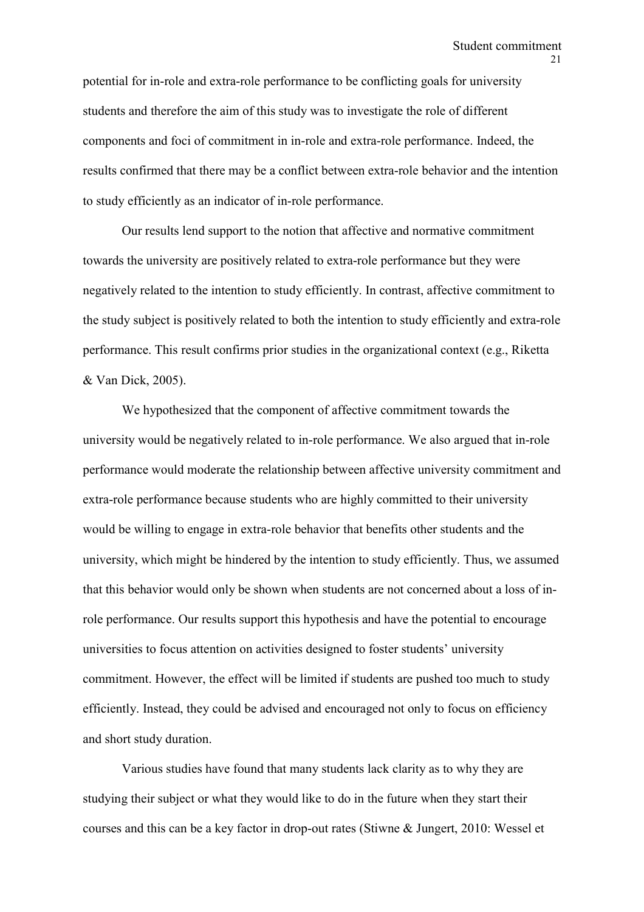potential for in-role and extra-role performance to be conflicting goals for university students and therefore the aim of this study was to investigate the role of different components and foci of commitment in in-role and extra-role performance. Indeed, the results confirmed that there may be a conflict between extra-role behavior and the intention to study efficiently as an indicator of in-role performance.

Our results lend support to the notion that affective and normative commitment towards the university are positively related to extra-role performance but they were negatively related to the intention to study efficiently. In contrast, affective commitment to the study subject is positively related to both the intention to study efficiently and extra-role performance. This result confirms prior studies in the organizational context (e.g., Riketta & Van Dick, 2005).

We hypothesized that the component of affective commitment towards the university would be negatively related to in-role performance. We also argued that in-role performance would moderate the relationship between affective university commitment and extra-role performance because students who are highly committed to their university would be willing to engage in extra-role behavior that benefits other students and the university, which might be hindered by the intention to study efficiently. Thus, we assumed that this behavior would only be shown when students are not concerned about a loss of in-role performance. Our results support this hypothesis and have the potential to encourage universities to focus attention on activities designed to foster students' university commitment. However, the effect will be limited if students are pushed too much to study efficiently. Instead, they could be advised and encouraged not only to focus on efficiency and short study duration.

Various studies have found that many students lack clarity as to why they are studying their subject or what they would like to do in the future when they start their courses and this can be a key factor in drop-out rates (Stiwne & Jungert, 2010: Wessel et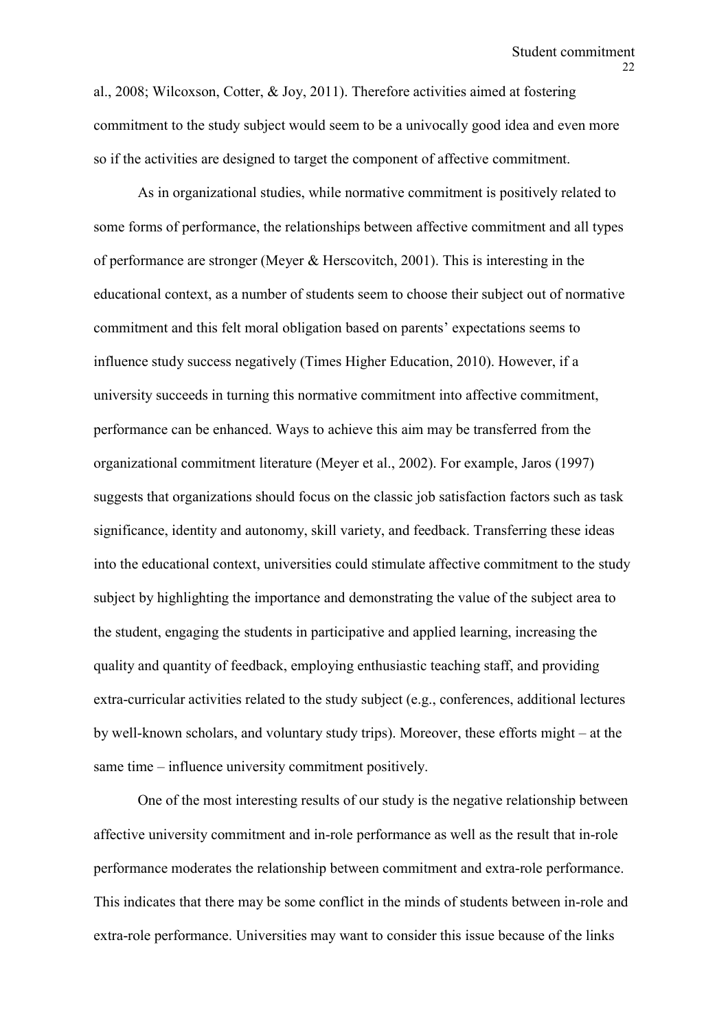al., 2008; Wilcoxson, Cotter, & Joy, 2011). Therefore activities aimed at fostering commitment to the study subject would seem to be a univocally good idea and even more so if the activities are designed to target the component of affective commitment.

As in organizational studies, while normative commitment is positively related to some forms of performance, the relationships between affective commitment and all types of performance are stronger (Meyer & Herscovitch, 2001). This is interesting in the educational context, as a number of students seem to choose their subject out of normative commitment and this felt moral obligation based on parents' expectations seems to influence study success negatively (Times Higher Education, 2010). However, if a university succeeds in turning this normative commitment into affective commitment, performance can be enhanced. Ways to achieve this aim may be transferred from the organizational commitment literature (Meyer et al., 2002). For example, Jaros (1997) suggests that organizations should focus on the classic job satisfaction factors such as task significance, identity and autonomy, skill variety, and feedback. Transferring these ideas into the educational context, universities could stimulate affective commitment to the study subject by highlighting the importance and demonstrating the value of the subject area to the student, engaging the students in participative and applied learning, increasing the quality and quantity of feedback, employing enthusiastic teaching staff, and providing extra-curricular activities related to the study subject (e.g., conferences, additional lectures by well-known scholars, and voluntary study trips). Moreover, these efforts might – at the same time – influence university commitment positively.

One of the most interesting results of our study is the negative relationship between affective university commitment and in-role performance as well as the result that in-role performance moderates the relationship between commitment and extra-role performance. This indicates that there may be some conflict in the minds of students between in-role and extra-role performance. Universities may want to consider this issue because of the links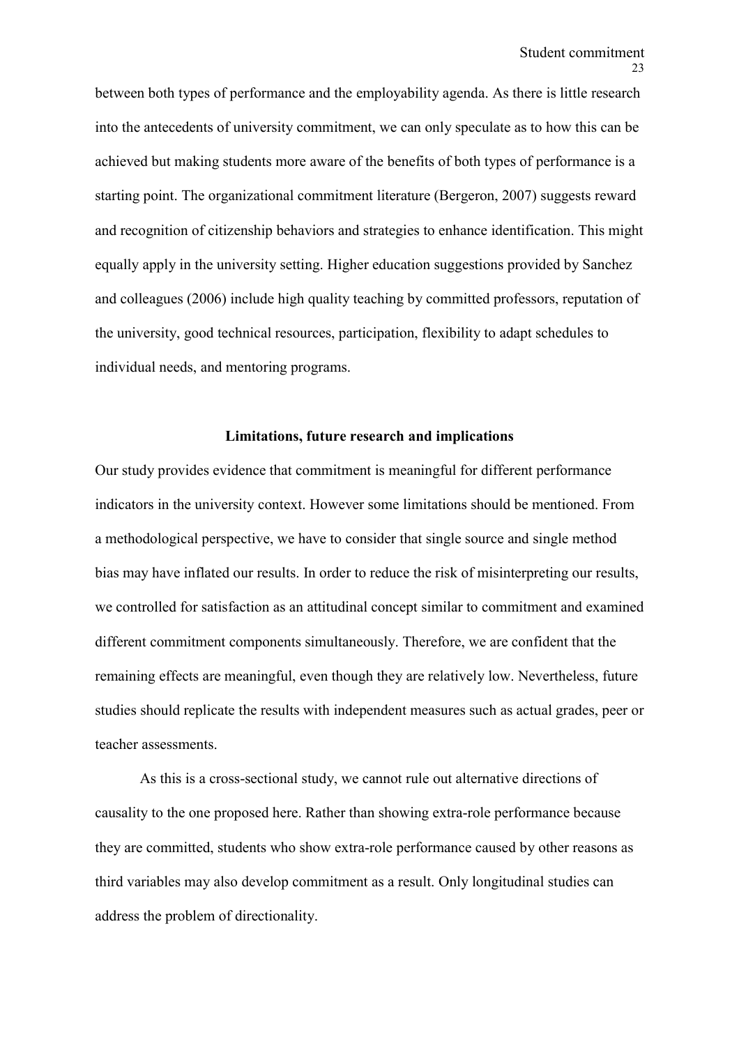between both types of performance and the employability agenda. As there is little research into the antecedents of university commitment, we can only speculate as to how this can be achieved but making students more aware of the benefits of both types of performance is a starting point. The organizational commitment literature (Bergeron, 2007) suggests reward and recognition of citizenship behaviors and strategies to enhance identification. This might equally apply in the university setting. Higher education suggestions provided by Sanchez and colleagues (2006) include high quality teaching by committed professors, reputation of the university, good technical resources, participation, flexibility to adapt schedules to individual needs, and mentoring programs.

## Limitations, future research and implications

Our study provides evidence that commitment is meaningful for different performance indicators in the university context. However some limitations should be mentioned. From a methodological perspective, we have to consider that single source and single method bias may have inflated our results. In order to reduce the risk of misinterpreting our results, we controlled for satisfaction as an attitudinal concept similar to commitment and examined different commitment components simultaneously. Therefore, we are confident that the remaining effects are meaningful, even though they are relatively low. Nevertheless, future studies should replicate the results with independent measures such as actual grades, peer or teacher assessments.

As this is a cross-sectional study, we cannot rule out alternative directions of causality to the one proposed here. Rather than showing extra-role performance because they are committed, students who show extra-role performance caused by other reasons as third variables may also develop commitment as a result. Only longitudinal studies can address the problem of directionality.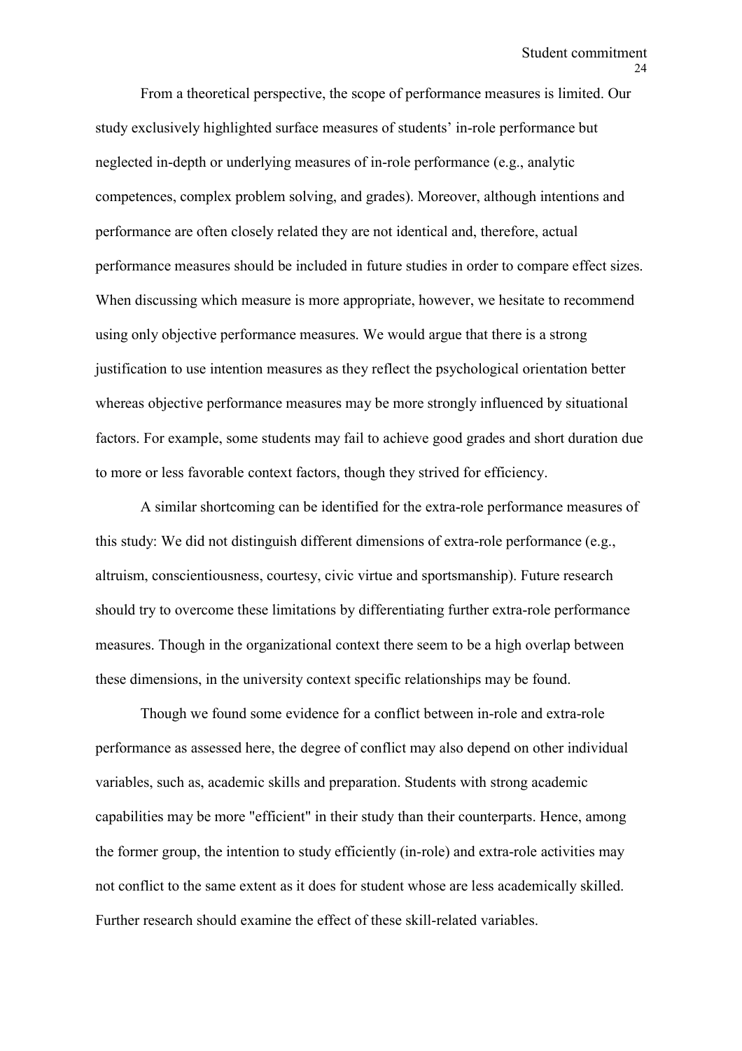From a theoretical perspective, the scope of performance measures is limited. Our study exclusively highlighted surface measures of students' in-role performance but neglected in-depth or underlying measures of in-role performance (e.g., analytic competences, complex problem solving, and grades). Moreover, although intentions and performance are often closely related they are not identical and, therefore, actual performance measures should be included in future studies in order to compare effect sizes. When discussing which measure is more appropriate, however, we hesitate to recommend using only objective performance measures. We would argue that there is a strong justification to use intention measures as they reflect the psychological orientation better whereas objective performance measures may be more strongly influenced by situational factors. For example, some students may fail to achieve good grades and short duration due to more or less favorable context factors, though they strived for efficiency.

A similar shortcoming can be identified for the extra-role performance measures of this study: We did not distinguish different dimensions of extra-role performance (e.g., altruism, conscientiousness, courtesy, civic virtue and sportsmanship). Future research should try to overcome these limitations by differentiating further extra-role performance measures. Though in the organizational context there seem to be a high overlap between these dimensions, in the university context specific relationships may be found.

Though we found some evidence for a conflict between in-role and extra-role performance as assessed here, the degree of conflict may also depend on other individual variables, such as, academic skills and preparation. Students with strong academic capabilities may be more "efficient" in their study than their counterparts. Hence, among the former group, the intention to study efficiently (in-role) and extra-role activities may not conflict to the same extent as it does for student whose are less academically skilled. Further research should examine the effect of these skill-related variables.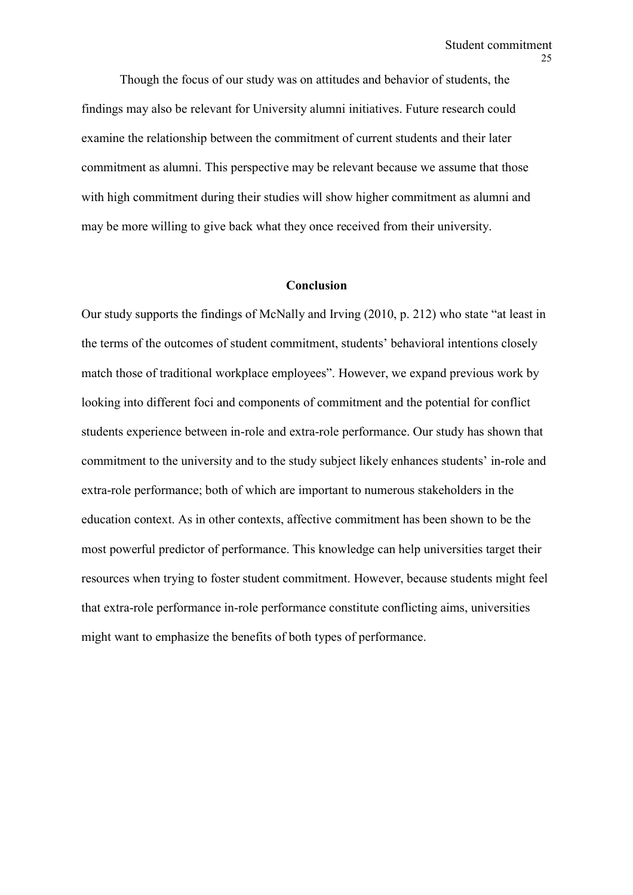Though the focus of our study was on attitudes and behavior of students, the findings may also be relevant for University alumni initiatives. Future research could examine the relationship between the commitment of current students and their later commitment as alumni. This perspective may be relevant because we assume that those with high commitment during their studies will show higher commitment as alumni and may be more willing to give back what they once received from their university.

## Conclusion

Our study supports the findings of McNally and Irving (2010, p. 212) who state "at least in the terms of the outcomes of student commitment, students' behavioral intentions closely match those of traditional workplace employees". However, we expand previous work by looking into different foci and components of commitment and the potential for conflict students experience between in-role and extra-role performance. Our study has shown that commitment to the university and to the study subject likely enhances students' in-role and extra-role performance; both of which are important to numerous stakeholders in the education context. As in other contexts, affective commitment has been shown to be the most powerful predictor of performance. This knowledge can help universities target their resources when trying to foster student commitment. However, because students might feel that extra-role performance in-role performance constitute conflicting aims, universities might want to emphasize the benefits of both types of performance.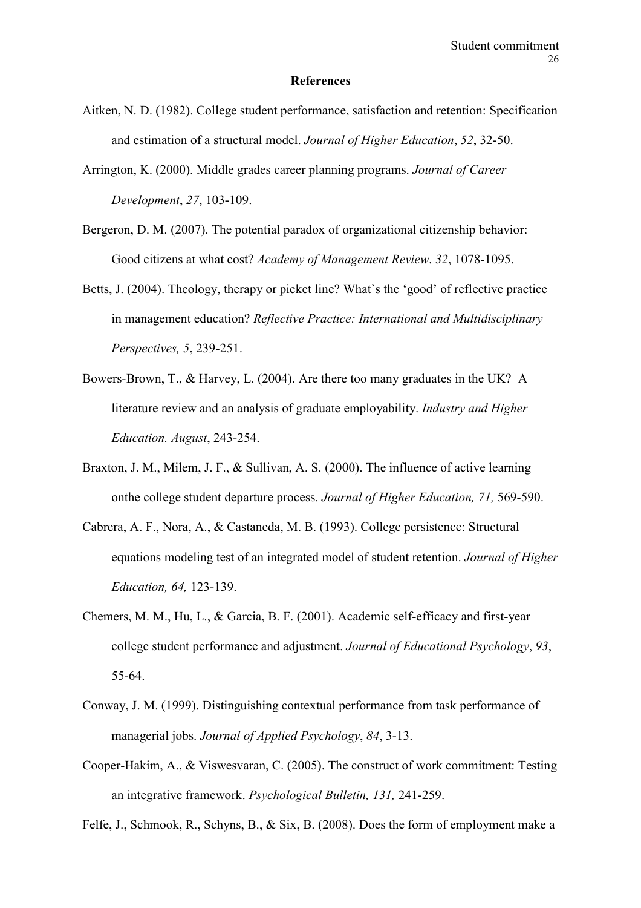**References**

Aitken, N. D. (1982). College student performance, satisfaction and retention: Specification and estimation of a structural model. *Journal of Higher Education*, *52*, 32-50.

Arrington, K. (2000). Middle grades career planning programs. *Journal of Career Development*, *27*, 103-109.

Bergeron, D. M. (2007). The potential paradox of organizational citizenship behavior: Good citizens at what cost? *Academy of Management Review*. *32*, 1078-1095.

Betts, J. (2004). Theology, therapy or picket line? What`s the 'good' of reflective practice in management education? *Reflective Practice: International and Multidisciplinary Perspectives, 5*, 239-251.

Bowers-Brown, T., & Harvey, L. (2004). Are there too many graduates in the UK? A literature review and an analysis of graduate employability. *Industry and Higher Education. August*, 243-254.

Braxton, J. M., Milem, J. F., & Sullivan, A. S. (2000). The influence of active learning onthe college student departure process. *Journal of Higher Education, 71,* 569-590.

Cabrera, A. F., Nora, A., & Castaneda, M. B. (1993). College persistence: Structural equations modeling test of an integrated model of student retention. *Journal of Higher Education, 64,* 123-139.

Chemers, M. M., Hu, L., & Garcia, B. F. (2001). Academic self-efficacy and first-year college student performance and adjustment. *Journal of Educational Psychology*, *93*, 55-64.

Conway, J. M. (1999). Distinguishing contextual performance from task performance of managerial jobs. *Journal of Applied Psychology*, *84*, 3-13.

Cooper-Hakim, A., & Viswesvaran, C. (2005). The construct of work commitment: Testing an integrative framework. *Psychological Bulletin, 131,* 241-259.

Felfe, J., Schmook, R., Schyns, B., & Six, B. (2008). Does the form of employment make a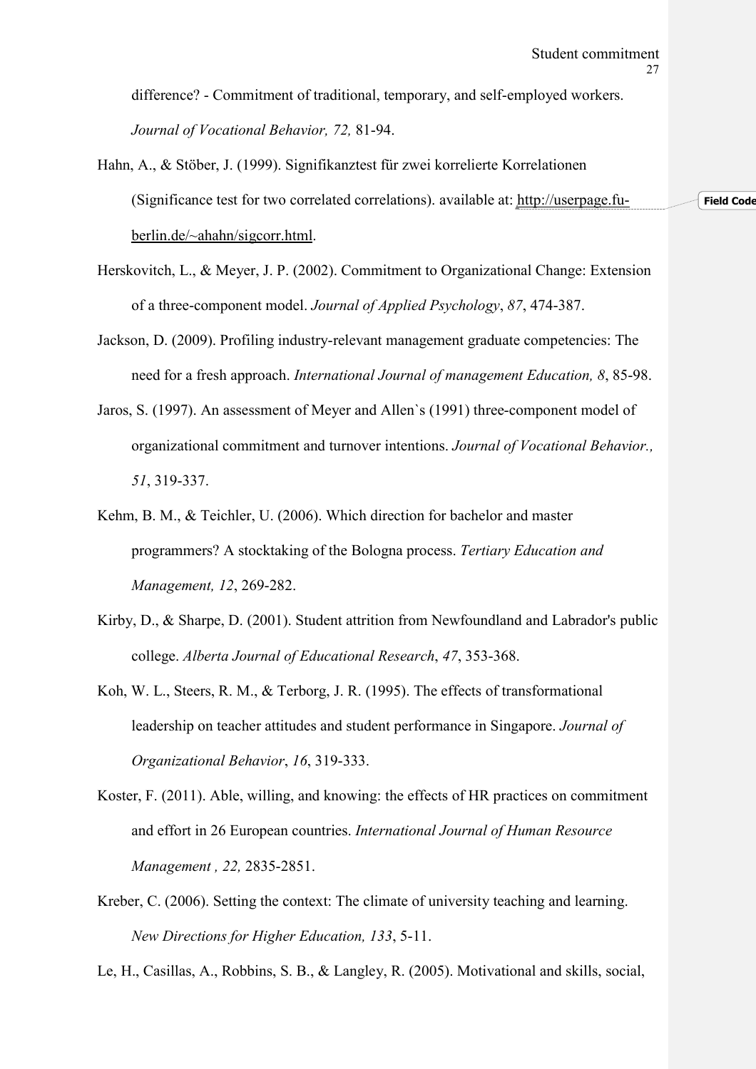difference? - Commitment of traditional, temporary, and self-employed workers. *Journal of Vocational Behavior, 72,* 81-94.

Hahn, A., & Stöber, J. (1999). Signifikanztest für zwei korrelierte Korrelationen (Significance test for two correlated correlations). available at: http://userpage.fu-berlin.de/~ahahn/sigcorr.html.

Herskovitch, L., & Meyer, J. P. (2002). Commitment to Organizational Change: Extension of a three-component model. *Journal of Applied Psychology*, *87*, 474-387.

Jackson, D. (2009). Profiling industry-relevant management graduate competencies: The need for a fresh approach. *International Journal of management Education, 8*, 85-98.

Jaros, S. (1997). An assessment of Meyer and Allen`s (1991) three-component model of organizational commitment and turnover intentions. *Journal of Vocational Behavior., 51*, 319-337.

Kehm, B. M., & Teichler, U. (2006). Which direction for bachelor and master programmers? A stocktaking of the Bologna process. *Tertiary Education and Management, 12*, 269-282.

Kirby, D., & Sharpe, D. (2001). Student attrition from Newfoundland and Labrador's public college. *Alberta Journal of Educational Research*, *47*, 353-368.

Koh, W. L., Steers, R. M., & Terborg, J. R. (1995). The effects of transformational leadership on teacher attitudes and student performance in Singapore. *Journal of Organizational Behavior*, *16*, 319-333.

Koster, F. (2011). Able, willing, and knowing: the effects of HR practices on commitment and effort in 26 European countries. *International Journal of Human Resource Management , 22,* 2835-2851.

Kreber, C. (2006). Setting the context: The climate of university teaching and learning. *New Directions for Higher Education, 133*, 5-11.

Le, H., Casillas, A., Robbins, S. B., & Langley, R. (2005). Motivational and skills, social,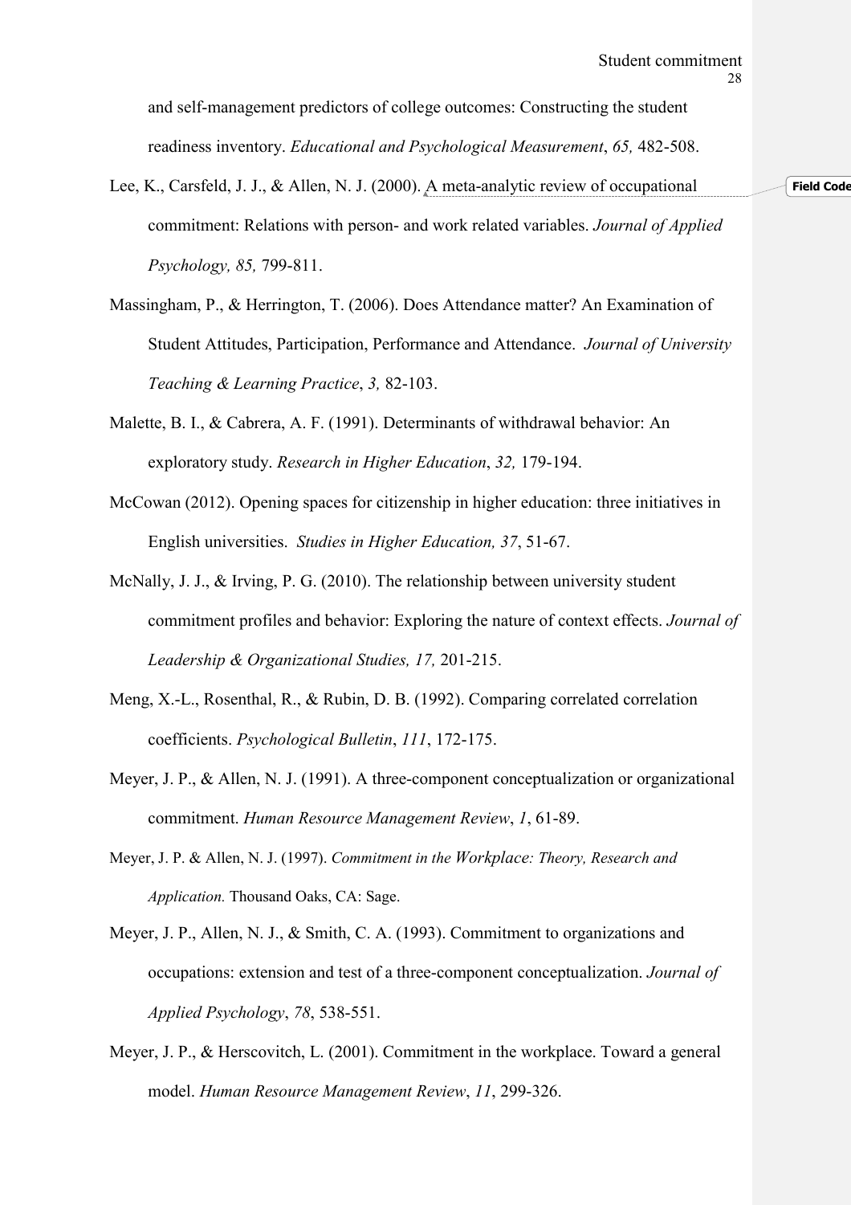and self-management predictors of college outcomes: Constructing the student readiness inventory. *Educational and Psychological Measurement*, *65,* 482-508.

Lee, K., Carsfeld, J. J., & Allen, N. J. (2000). A meta-analytic review of occupational commitment: Relations with person- and work related variables. *Journal of Applied Psychology, 85,* 799-811.

Massingham, P., & Herrington, T. (2006). Does Attendance matter? An Examination of Student Attitudes, Participation, Performance and Attendance. *Journal of University Teaching & Learning Practice*, *3,* 82-103.

Malette, B. I., & Cabrera, A. F. (1991). Determinants of withdrawal behavior: An exploratory study. *Research in Higher Education*, *32,* 179-194.

McCowan (2012). Opening spaces for citizenship in higher education: three initiatives in English universities. *Studies in Higher Education, 37*, 51-67.

McNally, J. J., & Irving, P. G. (2010). The relationship between university student commitment profiles and behavior: Exploring the nature of context effects. *Journal of Leadership & Organizational Studies, 17,* 201-215.

Meng, X.-L., Rosenthal, R., & Rubin, D. B. (1992). Comparing correlated correlation coefficients. *Psychological Bulletin*, *111*, 172-175.

Meyer, J. P., & Allen, N. J. (1991). A three-component conceptualization or organizational commitment. *Human Resource Management Review*, *1*, 61-89.

Meyer, J. P. & Allen, N. J. (1997). *Commitment in the Workplace: Theory, Research and Application.* Thousand Oaks, CA: Sage.

Meyer, J. P., Allen, N. J., & Smith, C. A. (1993). Commitment to organizations and occupations: extension and test of a three-component conceptualization. *Journal of Applied Psychology*, *78*, 538-551.

Meyer, J. P., & Herscovitch, L. (2001). Commitment in the workplace. Toward a general model. *Human Resource Management Review*, *11*, 299-326.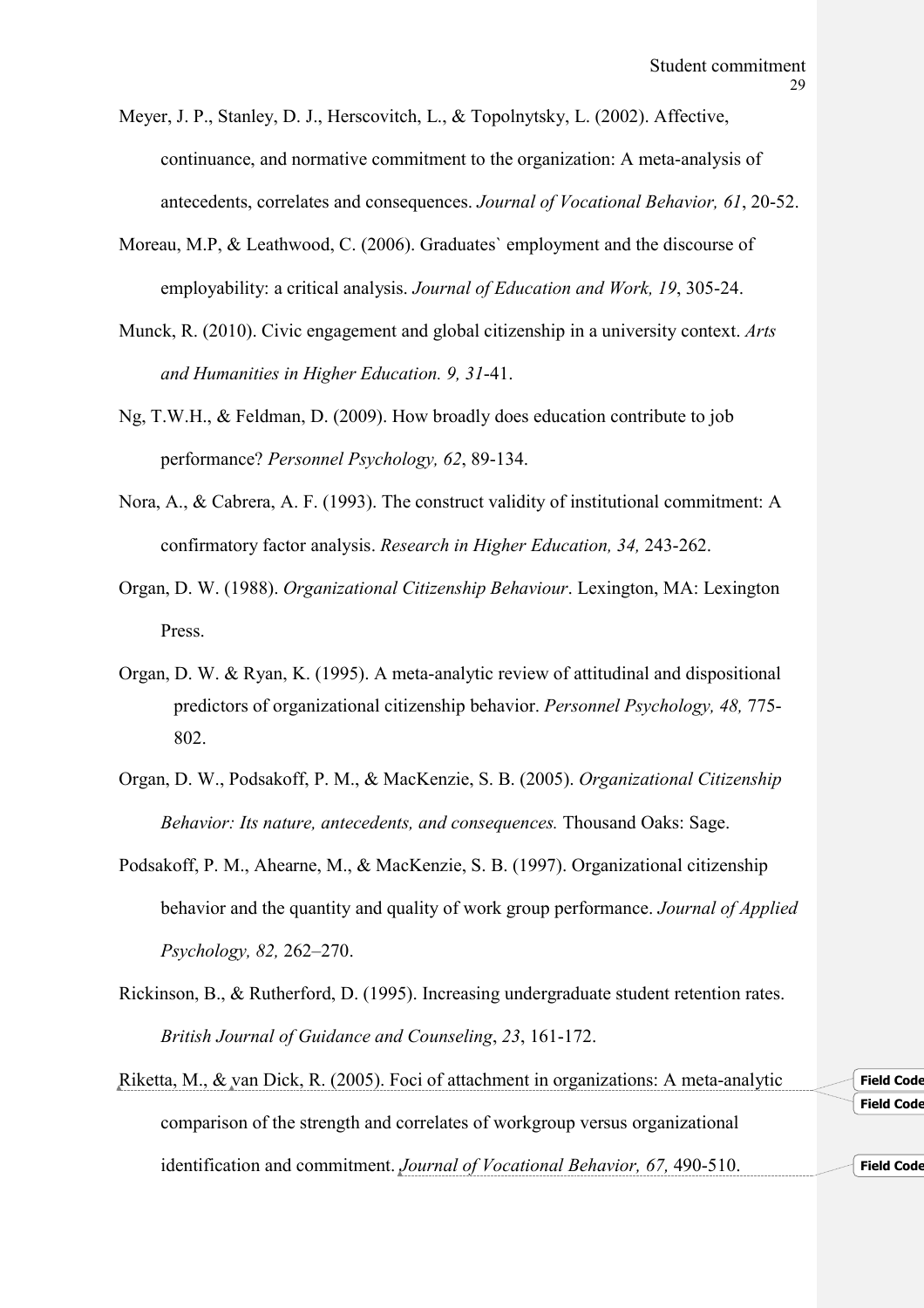Meyer, J. P., Stanley, D. J., Herscovitch, L., & Topolnytsky, L. (2002). Affective, continuance, and normative commitment to the organization: A meta-analysis of antecedents, correlates and consequences. *Journal of Vocational Behavior, 61*, 20-52.

Moreau, M.P, & Leathwood, C. (2006). Graduates` employment and the discourse of employability: a critical analysis. *Journal of Education and Work, 19*, 305-24.

Munck, R. (2010). Civic engagement and global citizenship in a university context. *Arts and Humanities in Higher Education. 9, 31*-41.

Ng, T.W.H., & Feldman, D. (2009). How broadly does education contribute to job performance? *Personnel Psychology, 62*, 89-134.

Nora, A., & Cabrera, A. F. (1993). The construct validity of institutional commitment: A confirmatory factor analysis. *Research in Higher Education, 34,* 243-262.

Organ, D. W. (1988). *Organizational Citizenship Behaviour*. Lexington, MA: Lexington Press.

Organ, D. W. & Ryan, K. (1995). A meta-analytic review of attitudinal and dispositional predictors of organizational citizenship behavior. *Personnel Psychology, 48,* 775-802.

Organ, D. W., Podsakoff, P. M., & MacKenzie, S. B. (2005). *Organizational Citizenship Behavior: Its nature, antecedents, and consequences.* Thousand Oaks: Sage.

Podsakoff, P. M., Ahearne, M., & MacKenzie, S. B. (1997). Organizational citizenship behavior and the quantity and quality of work group performance. *Journal of Applied Psychology, 82,* 262–270.

Rickinson, B., & Rutherford, D. (1995). Increasing undergraduate student retention rates. *British Journal of Guidance and Counseling*, *23*, 161-172.

Riketta, M., & van Dick, R. (2005). Foci of attachment in organizations: A meta-analytic comparison of the strength and correlates of workgroup versus organizational identification and commitment. *Journal of Vocational Behavior, 67,* 490-510.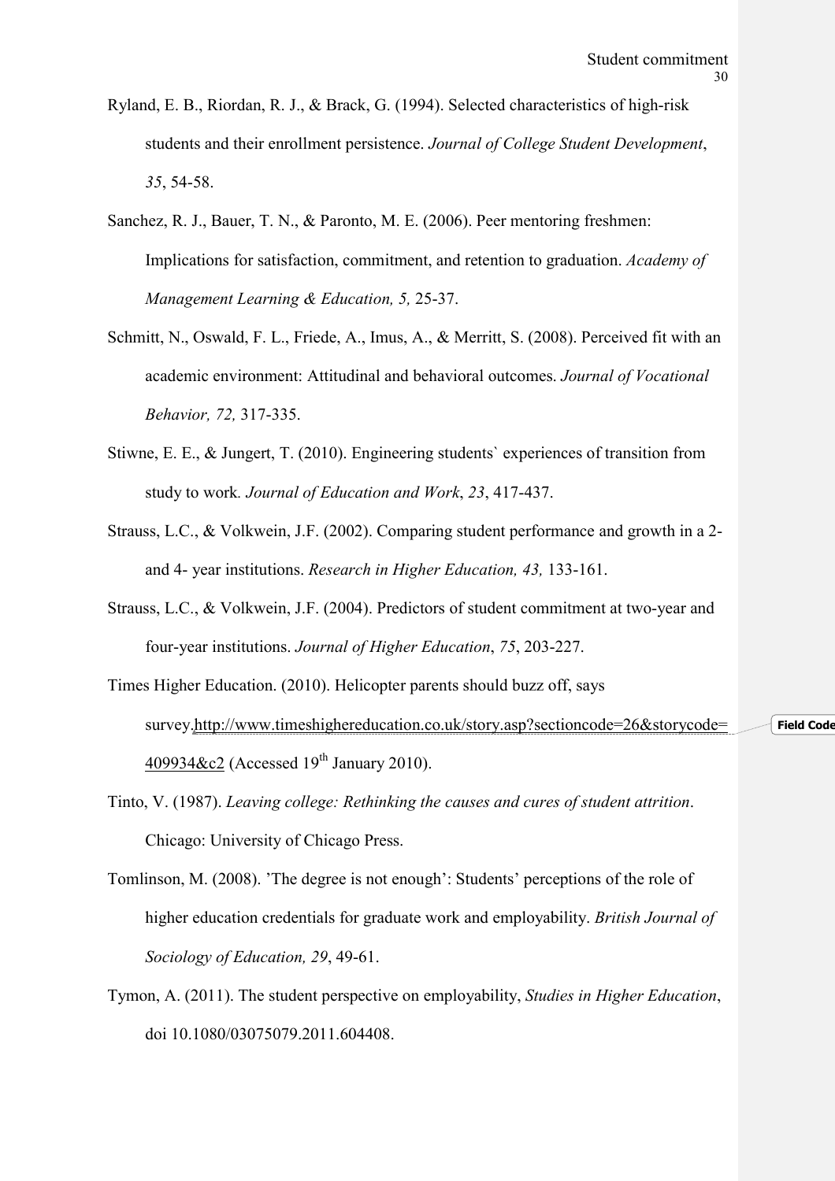Ryland, E. B., Riordan, R. J., & Brack, G. (1994). Selected characteristics of high-risk students and their enrollment persistence. *Journal of College Student Development*, *35*, 54-58.

Sanchez, R. J., Bauer, T. N., & Paronto, M. E. (2006). Peer mentoring freshmen: Implications for satisfaction, commitment, and retention to graduation. *Academy of Management Learning & Education, 5,* 25-37.

Schmitt, N., Oswald, F. L., Friede, A., Imus, A., & Merritt, S. (2008). Perceived fit with an academic environment: Attitudinal and behavioral outcomes. *Journal of Vocational Behavior, 72,* 317-335.

Stiwne, E. E., & Jungert, T. (2010). Engineering students` experiences of transition from study to work*. Journal of Education and Work*, *23*, 417-437.

Strauss, L.C., & Volkwein, J.F. (2002). Comparing student performance and growth in a 2- and 4- year institutions. *Research in Higher Education, 43,* 133-161.

Strauss, L.C., & Volkwein, J.F. (2004). Predictors of student commitment at two-year and four-year institutions. *Journal of Higher Education*, *75*, 203-227.

Times Higher Education. (2010). Helicopter parents should buzz off, says survey.http://www.timeshighereducation.co.uk/story.asp?sectioncode=26&storycode=409934&c2 (Accessed 19th January 2010).

Tinto, V. (1987). *Leaving college: Rethinking the causes and cures of student attrition*. Chicago: University of Chicago Press.

Tomlinson, M. (2008). 'The degree is not enough': Students' perceptions of the role of higher education credentials for graduate work and employability. *British Journal of Sociology of Education, 29*, 49-61.

Tymon, A. (2011). The student perspective on employability, *Studies in Higher Education*, doi 10.1080/03075079.2011.604408.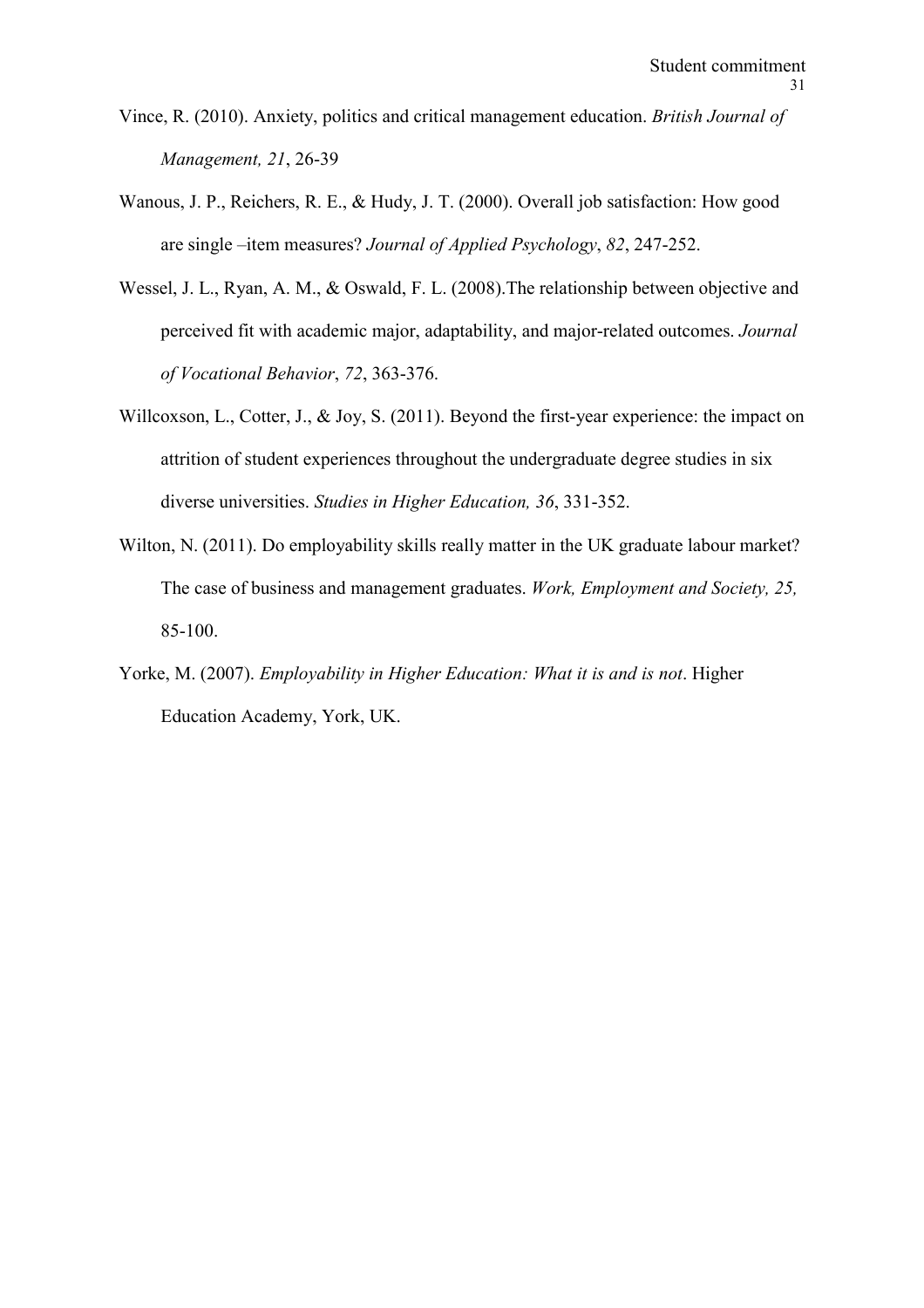Vince, R. (2010). Anxiety, politics and critical management education. *British Journal of Management, 21*, 26-39

Wanous, J. P., Reichers, R. E., & Hudy, J. T. (2000). Overall job satisfaction: How good are single –item measures? *Journal of Applied Psychology*, *82*, 247-252.

Wessel, J. L., Ryan, A. M., & Oswald, F. L. (2008).The relationship between objective and perceived fit with academic major, adaptability, and major-related outcomes. *Journal of Vocational Behavior*, *72*, 363-376.

Willcoxson, L., Cotter, J., & Joy, S. (2011). Beyond the first-year experience: the impact on attrition of student experiences throughout the undergraduate degree studies in six diverse universities. *Studies in Higher Education, 36*, 331-352.

Wilton, N. (2011). Do employability skills really matter in the UK graduate labour market? The case of business and management graduates. *Work, Employment and Society, 25,* 85-100.

Yorke, M. (2007). *Employability in Higher Education: What it is and is not*. Higher Education Academy, York, UK.